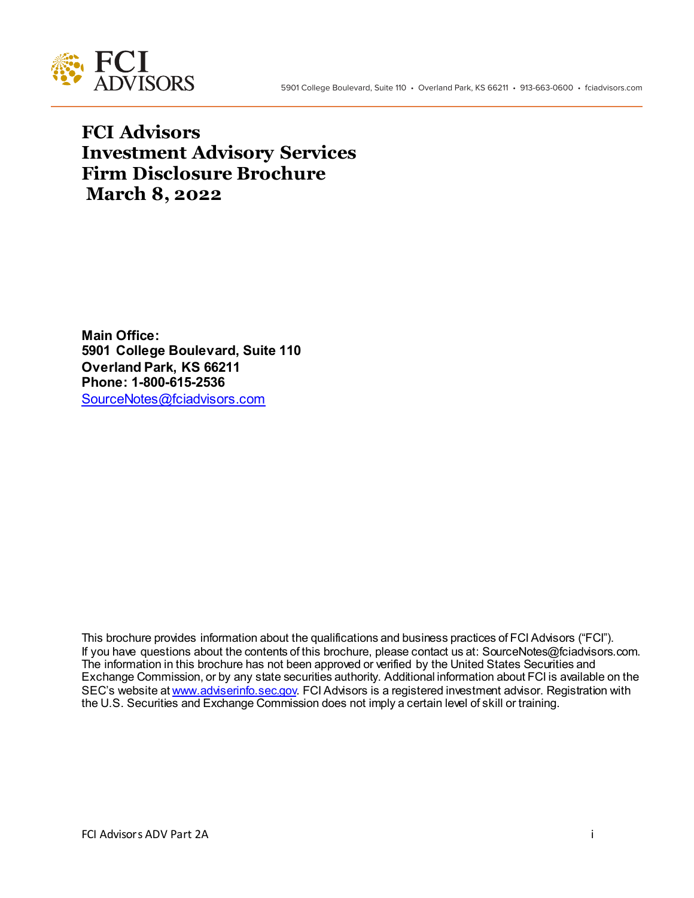FCI ADVISORS

5901 College Boulevard, Suite 110 • Overland Park, KS 66211 • 913-663-0600 • fciadvisors.com

# FCI Advisors
# Investment Advisory Services
# Firm Disclosure Brochure
# March 8, 2022

**Main Office:**
**5901 College Boulevard, Suite 110**
**Overland Park, KS 66211**
**Phone: 1-800-615-2536**
SourceNotes@fciadvisors.com

This brochure provides information about the qualifications and business practices of FCI Advisors ("FCI"). If you have questions about the contents of this brochure, please contact us at: SourceNotes@fciadvisors.com. The information in this brochure has not been approved or verified by the United States Securities and Exchange Commission, or by any state securities authority. Additional information about FCI is available on the SEC's website at www.adviserinfo.sec.gov. FCI Advisors is a registered investment advisor. Registration with the U.S. Securities and Exchange Commission does not imply a certain level of skill or training.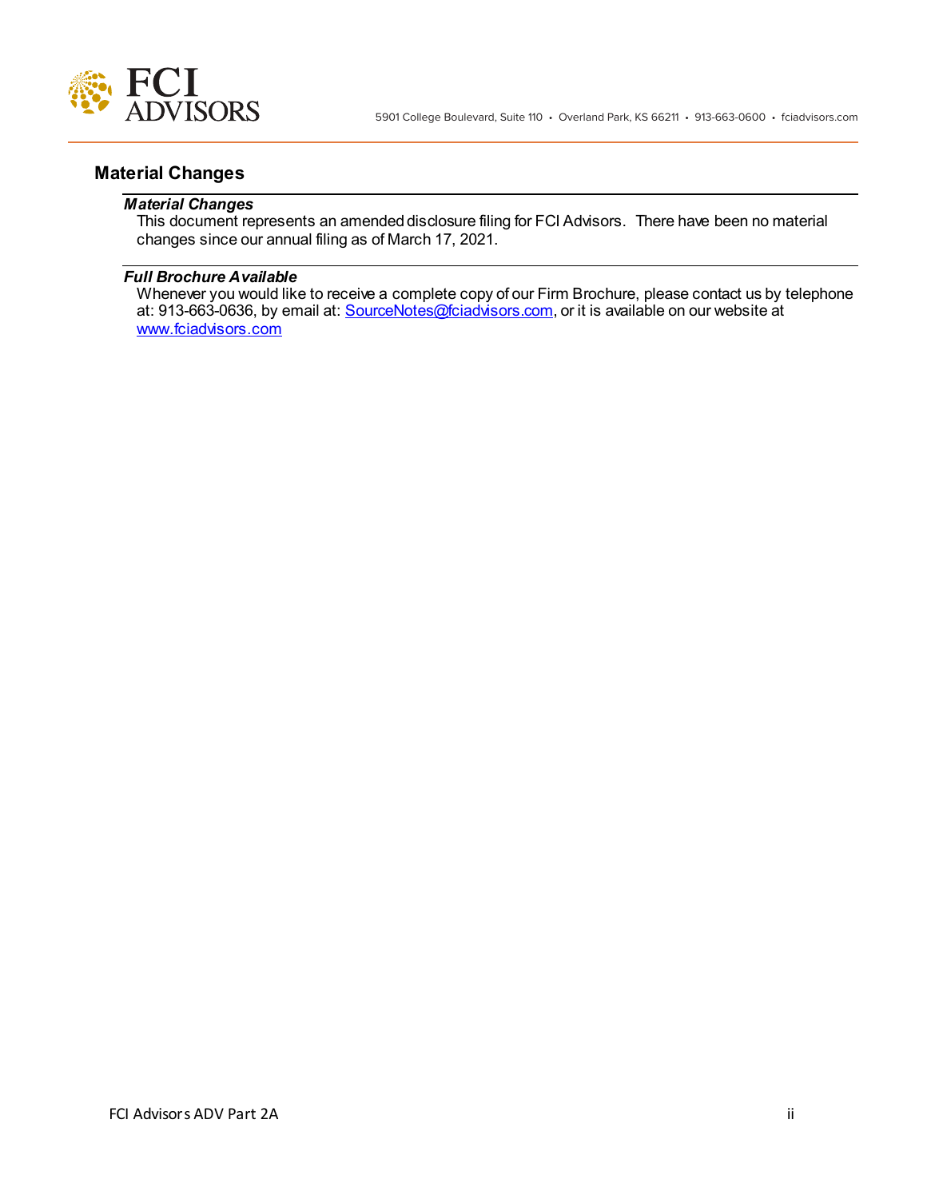## Material Changes

### *Material Changes*

This document represents an amended disclosure filing for FCI Advisors. There have been no material changes since our annual filing as of March 17, 2021.

### *Full Brochure Available*

Whenever you would like to receive a complete copy of our Firm Brochure, please contact us by telephone at: 913-663-0636, by email at: SourceNotes@fciadvisors.com, or it is available on our website at www.fciadvisors.com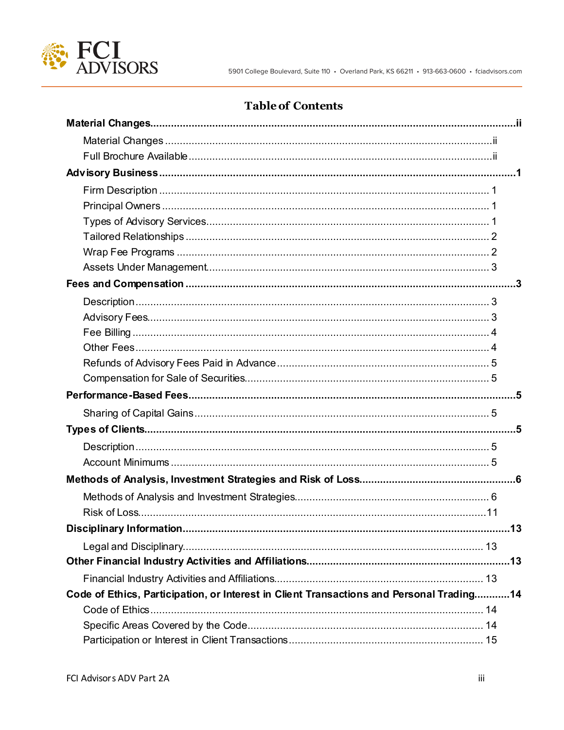# Table of Contents

**Material Changes** .......... ii

- Material Changes .......... ii
- Full Brochure Available .......... ii

**Advisory Business** .......... 1

- Firm Description .......... 1
- Principal Owners .......... 1
- Types of Advisory Services .......... 1
- Tailored Relationships .......... 2
- Wrap Fee Programs .......... 2
- Assets Under Management .......... 3

**Fees and Compensation** .......... 3

- Description .......... 3
- Advisory Fees .......... 3
- Fee Billing .......... 4
- Other Fees .......... 4
- Refunds of Advisory Fees Paid in Advance .......... 5
- Compensation for Sale of Securities .......... 5

**Performance-Based Fees** .......... 5

- Sharing of Capital Gains .......... 5

**Types of Clients** .......... 5

- Description .......... 5
- Account Minimums .......... 5

**Methods of Analysis, Investment Strategies and Risk of Loss** .......... 6

- Methods of Analysis and Investment Strategies .......... 6
- Risk of Loss .......... 11

**Disciplinary Information** .......... 13

- Legal and Disciplinary .......... 13

**Other Financial Industry Activities and Affiliations** .......... 13

- Financial Industry Activities and Affiliations .......... 13

**Code of Ethics, Participation, or Interest in Client Transactions and Personal Trading** .......... 14

- Code of Ethics .......... 14
- Specific Areas Covered by the Code .......... 14
- Participation or Interest in Client Transactions .......... 15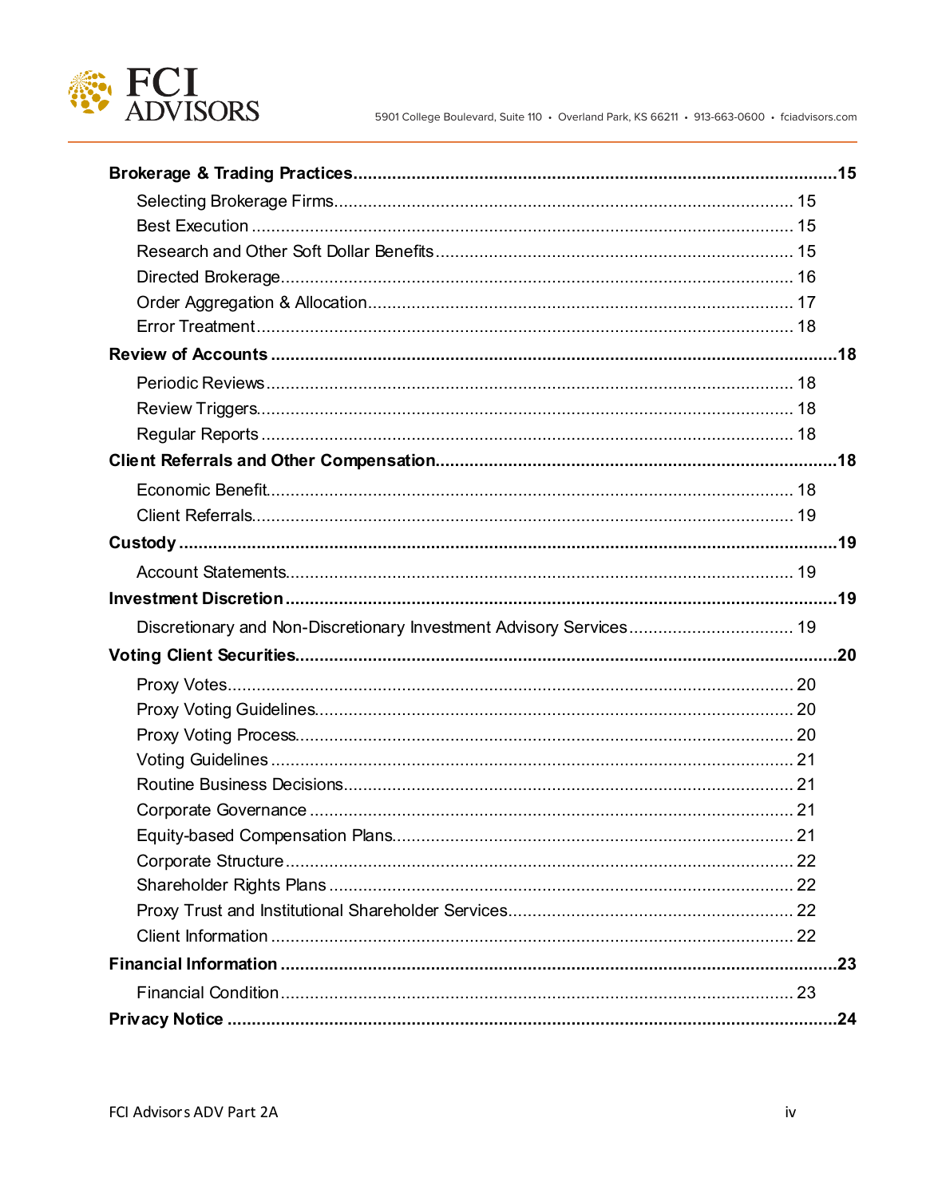**Brokerage & Trading Practices....................................................................................................15**

- Selecting Brokerage Firms.......................................................................................... 15
- Best Execution ............................................................................................................ 15
- Research and Other Soft Dollar Benefits ...................................................................... 15
- Directed Brokerage...................................................................................................... 16
- Order Aggregation & Allocation..................................................................................... 17
- Error Treatment ........................................................................................................... 18

**Review of Accounts ...................................................................................................................18**

- Periodic Reviews ......................................................................................................... 18
- Review Triggers........................................................................................................... 18
- Regular Reports .......................................................................................................... 18

**Client Referrals and Other Compensation.................................................................................18**

- Economic Benefit......................................................................................................... 18
- Client Referrals............................................................................................................ 19

**Custody .......................................................................................................................................19**

- Account Statements..................................................................................................... 19

**Investment Discretion ................................................................................................................19**

- Discretionary and Non-Discretionary Investment Advisory Services .................................. 19

**Voting Client Securities..............................................................................................................20**

- Proxy Votes................................................................................................................. 20
- Proxy Voting Guidelines............................................................................................... 20
- Proxy Voting Process................................................................................................... 20
- Voting Guidelines ........................................................................................................ 21
- Routine Business Decisions.......................................................................................... 21
- Corporate Governance ................................................................................................. 21
- Equity-based Compensation Plans................................................................................ 21
- Corporate Structure ..................................................................................................... 22
- Shareholder Rights Plans ............................................................................................. 22
- Proxy Trust and Institutional Shareholder Services......................................................... 22
- Client Information ........................................................................................................ 22

**Financial Information .................................................................................................................23**

- Financial Condition....................................................................................................... 23

**Privacy Notice ............................................................................................................................24**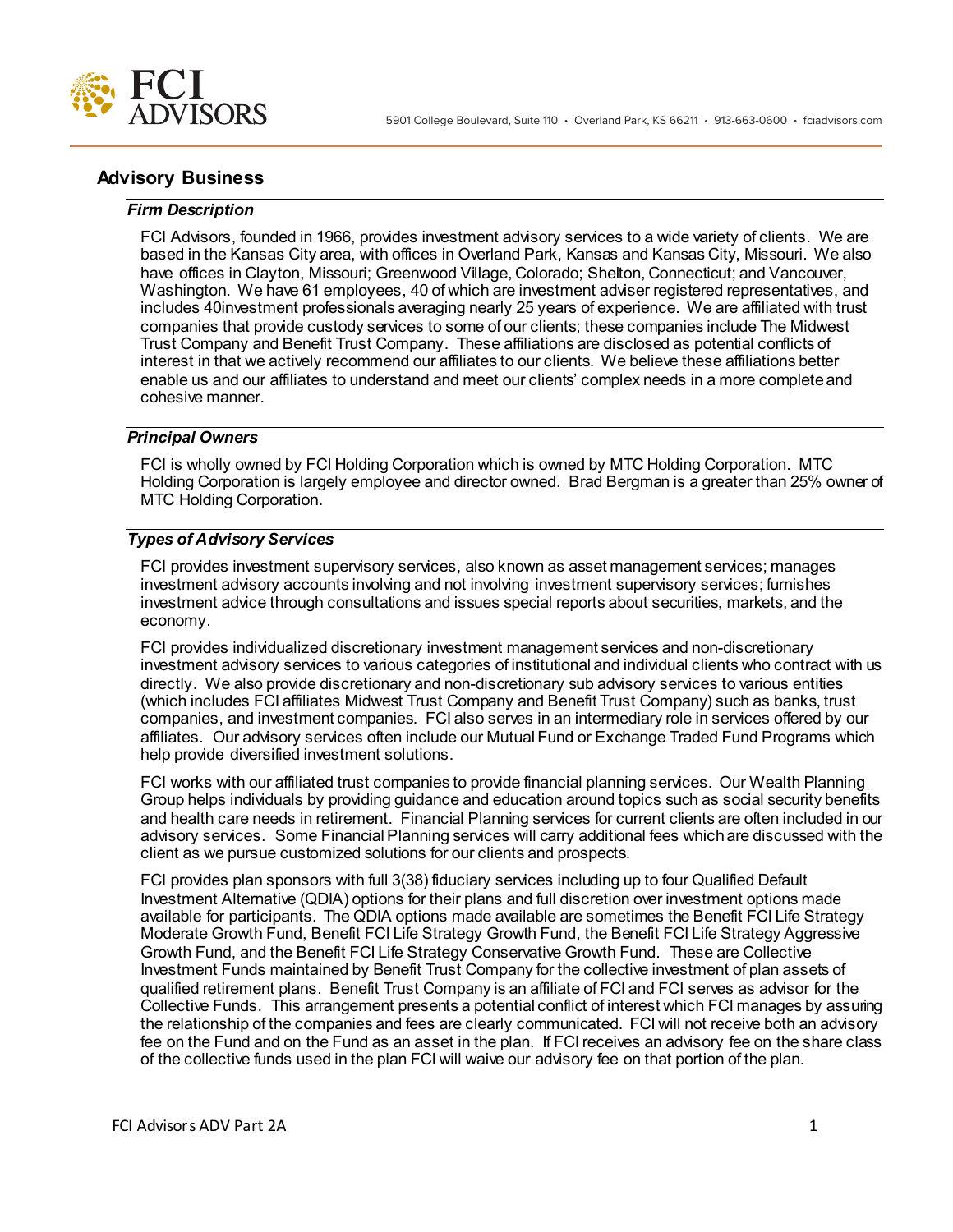## Advisory Business

### *Firm Description*

FCI Advisors, founded in 1966, provides investment advisory services to a wide variety of clients. We are based in the Kansas City area, with offices in Overland Park, Kansas and Kansas City, Missouri. We also have offices in Clayton, Missouri; Greenwood Village, Colorado; Shelton, Connecticut; and Vancouver, Washington. We have 61 employees, 40 of which are investment adviser registered representatives, and includes 40investment professionals averaging nearly 25 years of experience. We are affiliated with trust companies that provide custody services to some of our clients; these companies include The Midwest Trust Company and Benefit Trust Company. These affiliations are disclosed as potential conflicts of interest in that we actively recommend our affiliates to our clients. We believe these affiliations better enable us and our affiliates to understand and meet our clients' complex needs in a more complete and cohesive manner.

### *Principal Owners*

FCI is wholly owned by FCI Holding Corporation which is owned by MTC Holding Corporation. MTC Holding Corporation is largely employee and director owned. Brad Bergman is a greater than 25% owner of MTC Holding Corporation.

### *Types of Advisory Services*

FCI provides investment supervisory services, also known as asset management services; manages investment advisory accounts involving and not involving investment supervisory services; furnishes investment advice through consultations and issues special reports about securities, markets, and the economy.

FCI provides individualized discretionary investment management services and non-discretionary investment advisory services to various categories of institutional and individual clients who contract with us directly. We also provide discretionary and non-discretionary sub advisory services to various entities (which includes FCI affiliates Midwest Trust Company and Benefit Trust Company) such as banks, trust companies, and investment companies. FCI also serves in an intermediary role in services offered by our affiliates. Our advisory services often include our Mutual Fund or Exchange Traded Fund Programs which help provide diversified investment solutions.

FCI works with our affiliated trust companies to provide financial planning services. Our Wealth Planning Group helps individuals by providing guidance and education around topics such as social security benefits and health care needs in retirement. Financial Planning services for current clients are often included in our advisory services. Some Financial Planning services will carry additional fees which are discussed with the client as we pursue customized solutions for our clients and prospects.

FCI provides plan sponsors with full 3(38) fiduciary services including up to four Qualified Default Investment Alternative (QDIA) options for their plans and full discretion over investment options made available for participants. The QDIA options made available are sometimes the Benefit FCI Life Strategy Moderate Growth Fund, Benefit FCI Life Strategy Growth Fund, the Benefit FCI Life Strategy Aggressive Growth Fund, and the Benefit FCI Life Strategy Conservative Growth Fund. These are Collective Investment Funds maintained by Benefit Trust Company for the collective investment of plan assets of qualified retirement plans. Benefit Trust Company is an affiliate of FCI and FCI serves as advisor for the Collective Funds. This arrangement presents a potential conflict of interest which FCI manages by assuring the relationship of the companies and fees are clearly communicated. FCI will not receive both an advisory fee on the Fund and on the Fund as an asset in the plan. If FCI receives an advisory fee on the share class of the collective funds used in the plan FCI will waive our advisory fee on that portion of the plan.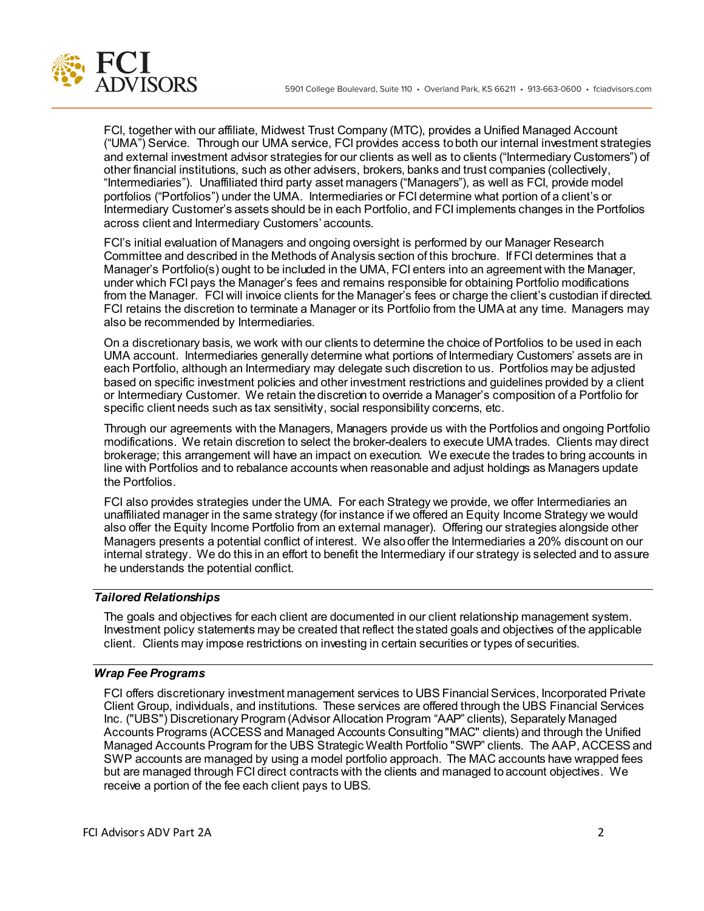FCI, together with our affiliate, Midwest Trust Company (MTC), provides a Unified Managed Account ("UMA") Service. Through our UMA service, FCI provides access to both our internal investment strategies and external investment advisor strategies for our clients as well as to clients ("Intermediary Customers") of other financial institutions, such as other advisers, brokers, banks and trust companies (collectively, "Intermediaries"). Unaffiliated third party asset managers ("Managers"), as well as FCI, provide model portfolios ("Portfolios") under the UMA. Intermediaries or FCI determine what portion of a client's or Intermediary Customer's assets should be in each Portfolio, and FCI implements changes in the Portfolios across client and Intermediary Customers' accounts.

FCI's initial evaluation of Managers and ongoing oversight is performed by our Manager Research Committee and described in the Methods of Analysis section of this brochure. If FCI determines that a Manager's Portfolio(s) ought to be included in the UMA, FCI enters into an agreement with the Manager, under which FCI pays the Manager's fees and remains responsible for obtaining Portfolio modifications from the Manager. FCI will invoice clients for the Manager's fees or charge the client's custodian if directed. FCI retains the discretion to terminate a Manager or its Portfolio from the UMA at any time. Managers may also be recommended by Intermediaries.

On a discretionary basis, we work with our clients to determine the choice of Portfolios to be used in each UMA account. Intermediaries generally determine what portions of Intermediary Customers' assets are in each Portfolio, although an Intermediary may delegate such discretion to us. Portfolios may be adjusted based on specific investment policies and other investment restrictions and guidelines provided by a client or Intermediary Customer. We retain the discretion to override a Manager's composition of a Portfolio for specific client needs such as tax sensitivity, social responsibility concerns, etc.

Through our agreements with the Managers, Managers provide us with the Portfolios and ongoing Portfolio modifications. We retain discretion to select the broker-dealers to execute UMA trades. Clients may direct brokerage; this arrangement will have an impact on execution. We execute the trades to bring accounts in line with Portfolios and to rebalance accounts when reasonable and adjust holdings as Managers update the Portfolios.

FCI also provides strategies under the UMA. For each Strategy we provide, we offer Intermediaries an unaffiliated manager in the same strategy (for instance if we offered an Equity Income Strategy we would also offer the Equity Income Portfolio from an external manager). Offering our strategies alongside other Managers presents a potential conflict of interest. We also offer the Intermediaries a 20% discount on our internal strategy. We do this in an effort to benefit the Intermediary if our strategy is selected and to assure he understands the potential conflict.

### *Tailored Relationships*

The goals and objectives for each client are documented in our client relationship management system. Investment policy statements may be created that reflect the stated goals and objectives of the applicable client. Clients may impose restrictions on investing in certain securities or types of securities.

### *Wrap Fee Programs*

FCI offers discretionary investment management services to UBS Financial Services, Incorporated Private Client Group, individuals, and institutions. These services are offered through the UBS Financial Services Inc. ("UBS") Discretionary Program (Advisor Allocation Program "AAP" clients), Separately Managed Accounts Programs (ACCESS and Managed Accounts Consulting "MAC" clients) and through the Unified Managed Accounts Program for the UBS Strategic Wealth Portfolio "SWP" clients. The AAP, ACCESS and SWP accounts are managed by using a model portfolio approach. The MAC accounts have wrapped fees but are managed through FCI direct contracts with the clients and managed to account objectives. We receive a portion of the fee each client pays to UBS.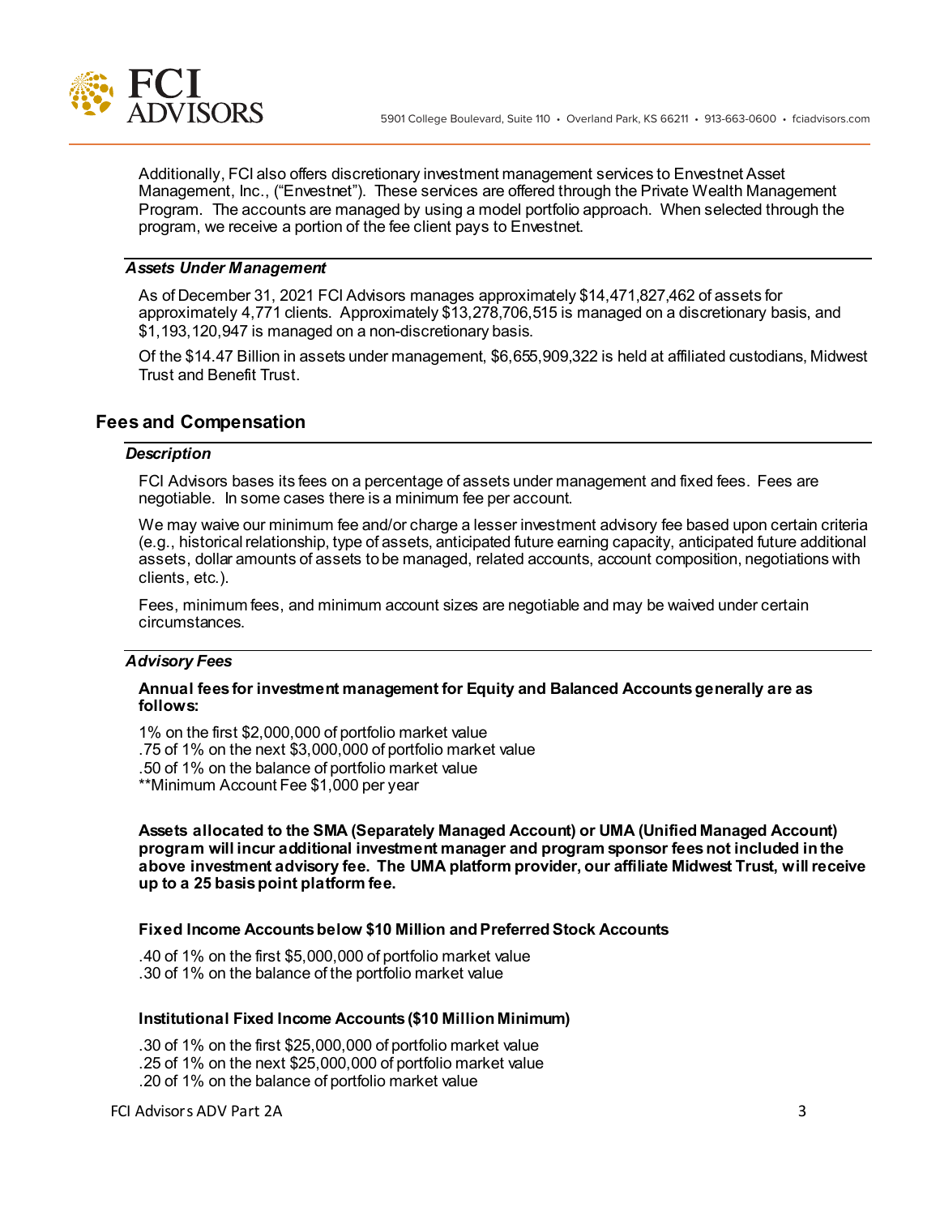Additionally, FCI also offers discretionary investment management services to Envestnet Asset Management, Inc., ("Envestnet"). These services are offered through the Private Wealth Management Program. The accounts are managed by using a model portfolio approach. When selected through the program, we receive a portion of the fee client pays to Envestnet.

### *Assets Under Management*

As of December 31, 2021 FCI Advisors manages approximately $14,471,827,462 of assets for approximately 4,771 clients. Approximately $13,278,706,515 is managed on a discretionary basis, and $1,193,120,947 is managed on a non-discretionary basis.

Of the $14.47 Billion in assets under management, $6,655,909,322 is held at affiliated custodians, Midwest Trust and Benefit Trust.

## Fees and Compensation

### *Description*

FCI Advisors bases its fees on a percentage of assets under management and fixed fees. Fees are negotiable. In some cases there is a minimum fee per account.

We may waive our minimum fee and/or charge a lesser investment advisory fee based upon certain criteria (e.g., historical relationship, type of assets, anticipated future earning capacity, anticipated future additional assets, dollar amounts of assets to be managed, related accounts, account composition, negotiations with clients, etc.).

Fees, minimum fees, and minimum account sizes are negotiable and may be waived under certain circumstances.

### *Advisory Fees*

**Annual fees for investment management for Equity and Balanced Accounts generally are as follows:**

1% on the first $2,000,000 of portfolio market value
.75 of 1% on the next $3,000,000 of portfolio market value
.50 of 1% on the balance of portfolio market value
**Minimum Account Fee $1,000 per year

**Assets allocated to the SMA (Separately Managed Account) or UMA (Unified Managed Account) program will incur additional investment manager and program sponsor fees not included in the above investment advisory fee. The UMA platform provider, our affiliate Midwest Trust, will receive up to a 25 basis point platform fee.**

**Fixed Income Accounts below $10 Million and Preferred Stock Accounts**

.40 of 1% on the first $5,000,000 of portfolio market value
.30 of 1% on the balance of the portfolio market value

**Institutional Fixed Income Accounts ($10 Million Minimum)**

.30 of 1% on the first $25,000,000 of portfolio market value
.25 of 1% on the next $25,000,000 of portfolio market value
.20 of 1% on the balance of portfolio market value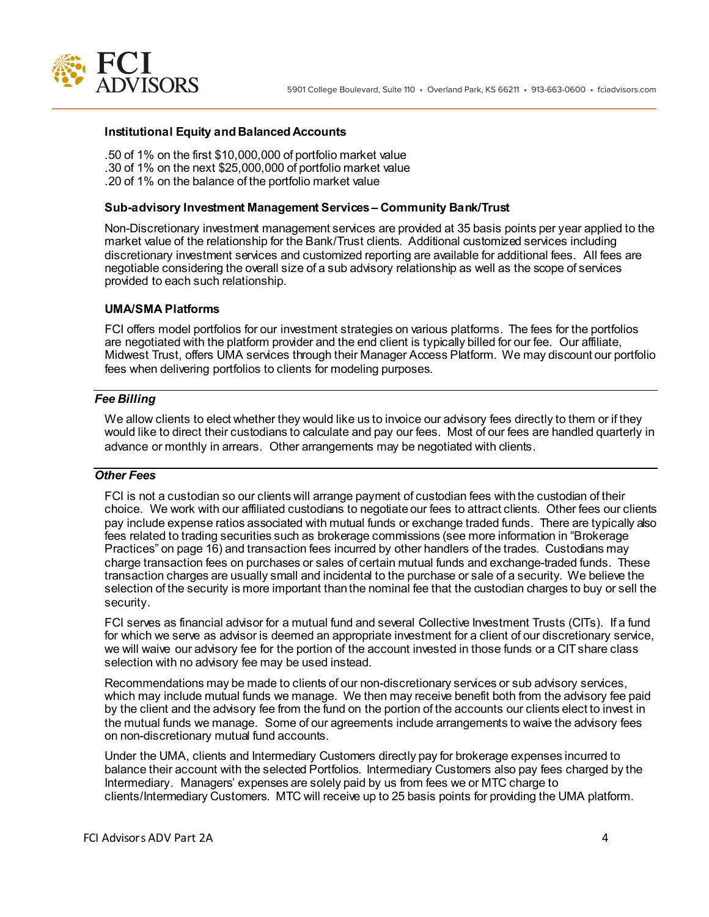**Institutional Equity and Balanced Accounts**

.50 of 1% on the first $10,000,000 of portfolio market value
.30 of 1% on the next $25,000,000 of portfolio market value
.20 of 1% on the balance of the portfolio market value

**Sub-advisory Investment Management Services – Community Bank/Trust**

Non-Discretionary investment management services are provided at 35 basis points per year applied to the market value of the relationship for the Bank/Trust clients. Additional customized services including discretionary investment services and customized reporting are available for additional fees. All fees are negotiable considering the overall size of a sub advisory relationship as well as the scope of services provided to each such relationship.

**UMA/SMA Platforms**

FCI offers model portfolios for our investment strategies on various platforms. The fees for the portfolios are negotiated with the platform provider and the end client is typically billed for our fee. Our affiliate, Midwest Trust, offers UMA services through their Manager Access Platform. We may discount our portfolio fees when delivering portfolios to clients for modeling purposes.

### *Fee Billing*

We allow clients to elect whether they would like us to invoice our advisory fees directly to them or if they would like to direct their custodians to calculate and pay our fees. Most of our fees are handled quarterly in advance or monthly in arrears. Other arrangements may be negotiated with clients.

### *Other Fees*

FCI is not a custodian so our clients will arrange payment of custodian fees with the custodian of their choice. We work with our affiliated custodians to negotiate our fees to attract clients. Other fees our clients pay include expense ratios associated with mutual funds or exchange traded funds. There are typically also fees related to trading securities such as brokerage commissions (see more information in "Brokerage Practices" on page 16) and transaction fees incurred by other handlers of the trades. Custodians may charge transaction fees on purchases or sales of certain mutual funds and exchange-traded funds. These transaction charges are usually small and incidental to the purchase or sale of a security. We believe the selection of the security is more important than the nominal fee that the custodian charges to buy or sell the security.

FCI serves as financial advisor for a mutual fund and several Collective Investment Trusts (CITs). If a fund for which we serve as advisor is deemed an appropriate investment for a client of our discretionary service, we will waive our advisory fee for the portion of the account invested in those funds or a CIT share class selection with no advisory fee may be used instead.

Recommendations may be made to clients of our non-discretionary services or sub advisory services, which may include mutual funds we manage. We then may receive benefit both from the advisory fee paid by the client and the advisory fee from the fund on the portion of the accounts our clients elect to invest in the mutual funds we manage. Some of our agreements include arrangements to waive the advisory fees on non-discretionary mutual fund accounts.

Under the UMA, clients and Intermediary Customers directly pay for brokerage expenses incurred to balance their account with the selected Portfolios. Intermediary Customers also pay fees charged by the Intermediary. Managers' expenses are solely paid by us from fees we or MTC charge to clients/Intermediary Customers. MTC will receive up to 25 basis points for providing the UMA platform.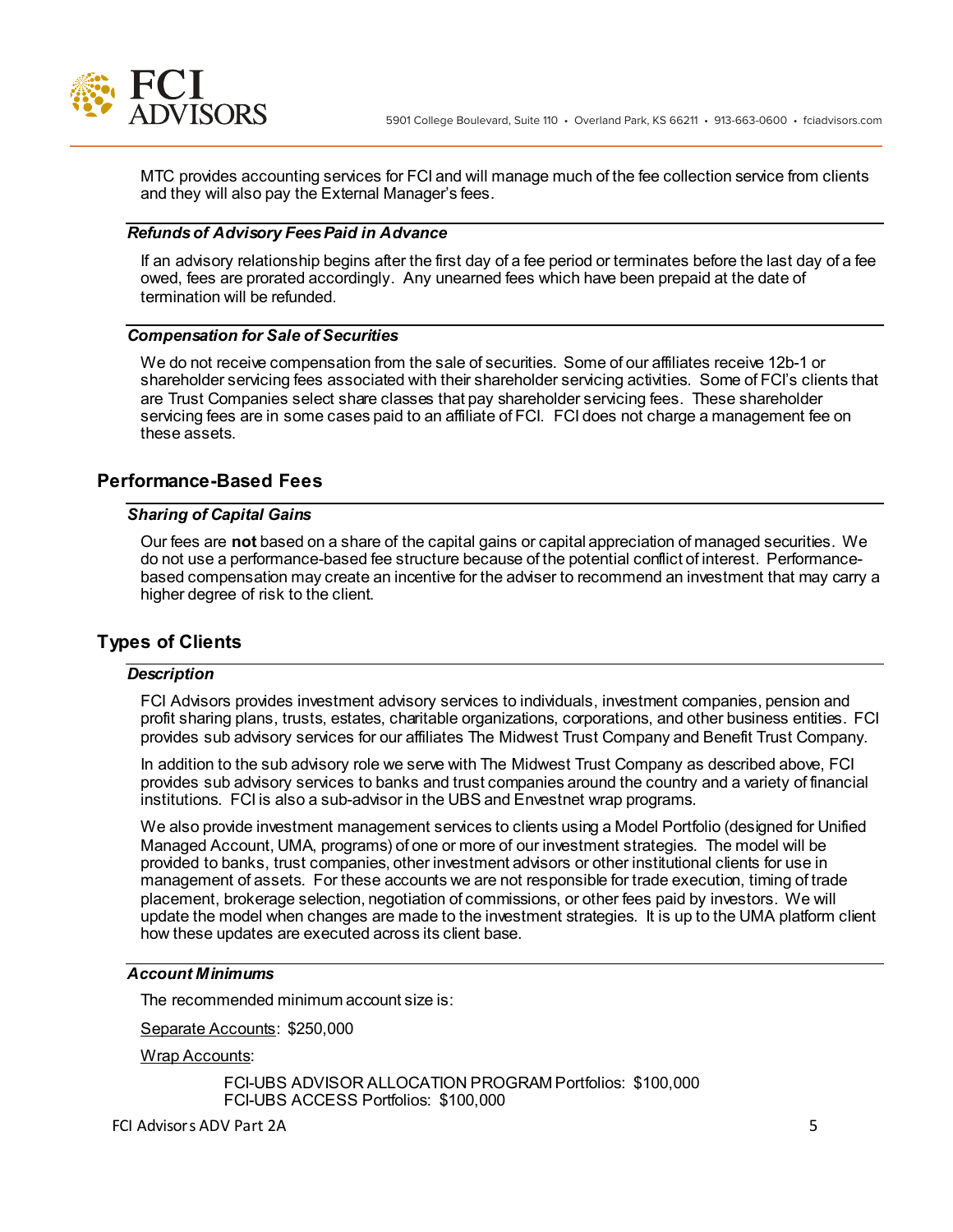MTC provides accounting services for FCI and will manage much of the fee collection service from clients and they will also pay the External Manager's fees.

### *Refunds of Advisory Fees Paid in Advance*

If an advisory relationship begins after the first day of a fee period or terminates before the last day of a fee owed, fees are prorated accordingly. Any unearned fees which have been prepaid at the date of termination will be refunded.

### *Compensation for Sale of Securities*

We do not receive compensation from the sale of securities. Some of our affiliates receive 12b-1 or shareholder servicing fees associated with their shareholder servicing activities. Some of FCI's clients that are Trust Companies select share classes that pay shareholder servicing fees. These shareholder servicing fees are in some cases paid to an affiliate of FCI. FCI does not charge a management fee on these assets.

## Performance-Based Fees

### *Sharing of Capital Gains*

Our fees are **not** based on a share of the capital gains or capital appreciation of managed securities. We do not use a performance-based fee structure because of the potential conflict of interest. Performance-based compensation may create an incentive for the adviser to recommend an investment that may carry a higher degree of risk to the client.

## Types of Clients

### *Description*

FCI Advisors provides investment advisory services to individuals, investment companies, pension and profit sharing plans, trusts, estates, charitable organizations, corporations, and other business entities. FCI provides sub advisory services for our affiliates The Midwest Trust Company and Benefit Trust Company.

In addition to the sub advisory role we serve with The Midwest Trust Company as described above, FCI provides sub advisory services to banks and trust companies around the country and a variety of financial institutions. FCI is also a sub-advisor in the UBS and Envestnet wrap programs.

We also provide investment management services to clients using a Model Portfolio (designed for Unified Managed Account, UMA, programs) of one or more of our investment strategies. The model will be provided to banks, trust companies, other investment advisors or other institutional clients for use in management of assets. For these accounts we are not responsible for trade execution, timing of trade placement, brokerage selection, negotiation of commissions, or other fees paid by investors. We will update the model when changes are made to the investment strategies. It is up to the UMA platform client how these updates are executed across its client base.

### *Account Minimums*

The recommended minimum account size is:

Separate Accounts: $250,000

Wrap Accounts:

FCI-UBS ADVISOR ALLOCATION PROGRAM Portfolios: $100,000
FCI-UBS ACCESS Portfolios: $100,000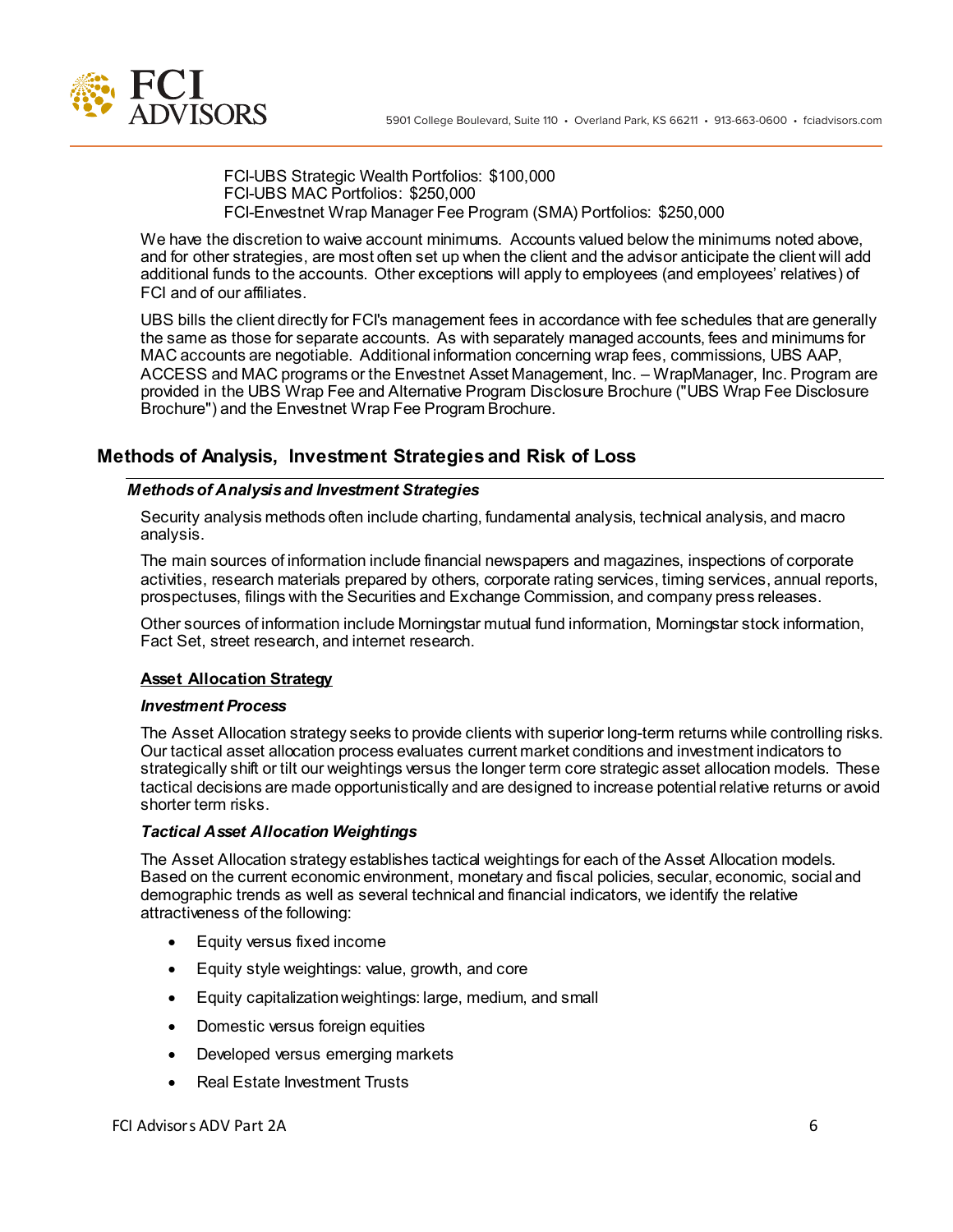FCI-UBS Strategic Wealth Portfolios: $100,000
FCI-UBS MAC Portfolios: $250,000
FCI-Envestnet Wrap Manager Fee Program (SMA) Portfolios: $250,000

We have the discretion to waive account minimums. Accounts valued below the minimums noted above, and for other strategies, are most often set up when the client and the advisor anticipate the client will add additional funds to the accounts. Other exceptions will apply to employees (and employees' relatives) of FCI and of our affiliates.

UBS bills the client directly for FCI's management fees in accordance with fee schedules that are generally the same as those for separate accounts. As with separately managed accounts, fees and minimums for MAC accounts are negotiable. Additional information concerning wrap fees, commissions, UBS AAP, ACCESS and MAC programs or the Envestnet Asset Management, Inc. – WrapManager, Inc. Program are provided in the UBS Wrap Fee and Alternative Program Disclosure Brochure ("UBS Wrap Fee Disclosure Brochure") and the Envestnet Wrap Fee Program Brochure.

## Methods of Analysis, Investment Strategies and Risk of Loss

### *Methods of Analysis and Investment Strategies*

Security analysis methods often include charting, fundamental analysis, technical analysis, and macro analysis.

The main sources of information include financial newspapers and magazines, inspections of corporate activities, research materials prepared by others, corporate rating services, timing services, annual reports, prospectuses, filings with the Securities and Exchange Commission, and company press releases.

Other sources of information include Morningstar mutual fund information, Morningstar stock information, Fact Set, street research, and internet research.

**Asset Allocation Strategy**

***Investment Process***

The Asset Allocation strategy seeks to provide clients with superior long-term returns while controlling risks. Our tactical asset allocation process evaluates current market conditions and investment indicators to strategically shift or tilt our weightings versus the longer term core strategic asset allocation models. These tactical decisions are made opportunistically and are designed to increase potential relative returns or avoid shorter term risks.

***Tactical Asset Allocation Weightings***

The Asset Allocation strategy establishes tactical weightings for each of the Asset Allocation models. Based on the current economic environment, monetary and fiscal policies, secular, economic, social and demographic trends as well as several technical and financial indicators, we identify the relative attractiveness of the following:

- Equity versus fixed income
- Equity style weightings: value, growth, and core
- Equity capitalization weightings: large, medium, and small
- Domestic versus foreign equities
- Developed versus emerging markets
- Real Estate Investment Trusts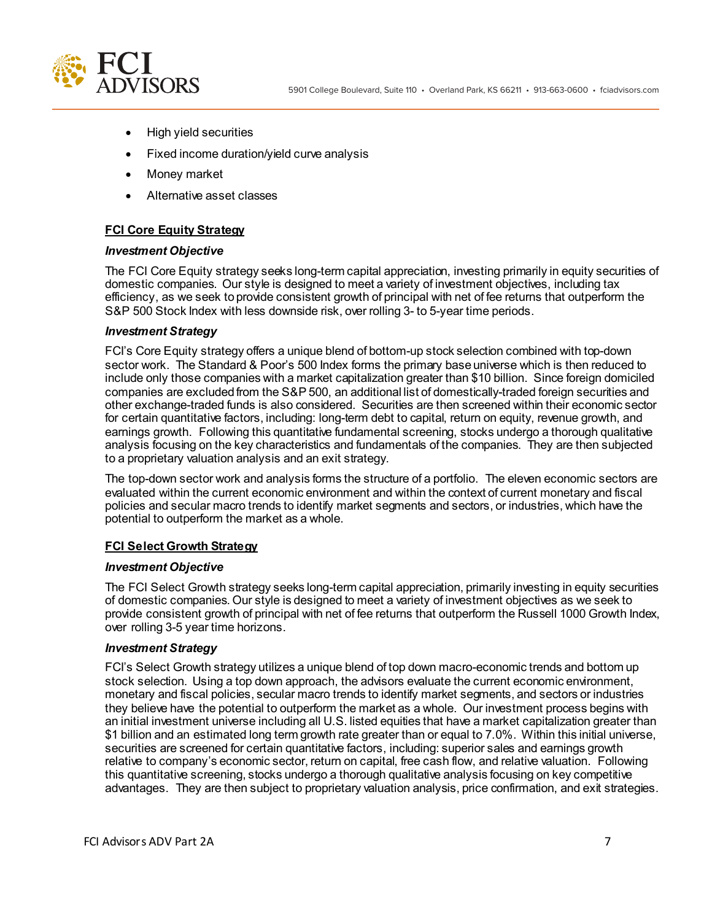- High yield securities
- Fixed income duration/yield curve analysis
- Money market
- Alternative asset classes

**<u>FCI Core Equity Strategy</u>**

***Investment Objective***

The FCI Core Equity strategy seeks long-term capital appreciation, investing primarily in equity securities of domestic companies. Our style is designed to meet a variety of investment objectives, including tax efficiency, as we seek to provide consistent growth of principal with net of fee returns that outperform the S&P 500 Stock Index with less downside risk, over rolling 3- to 5-year time periods.

***Investment Strategy***

FCI's Core Equity strategy offers a unique blend of bottom-up stock selection combined with top-down sector work. The Standard & Poor's 500 Index forms the primary base universe which is then reduced to include only those companies with a market capitalization greater than $10 billion. Since foreign domiciled companies are excluded from the S&P 500, an additional list of domestically-traded foreign securities and other exchange-traded funds is also considered. Securities are then screened within their economic sector for certain quantitative factors, including: long-term debt to capital, return on equity, revenue growth, and earnings growth. Following this quantitative fundamental screening, stocks undergo a thorough qualitative analysis focusing on the key characteristics and fundamentals of the companies. They are then subjected to a proprietary valuation analysis and an exit strategy.

The top-down sector work and analysis forms the structure of a portfolio. The eleven economic sectors are evaluated within the current economic environment and within the context of current monetary and fiscal policies and secular macro trends to identify market segments and sectors, or industries, which have the potential to outperform the market as a whole.

**<u>FCI Select Growth Strategy</u>**

***Investment Objective***

The FCI Select Growth strategy seeks long-term capital appreciation, primarily investing in equity securities of domestic companies. Our style is designed to meet a variety of investment objectives as we seek to provide consistent growth of principal with net of fee returns that outperform the Russell 1000 Growth Index, over rolling 3-5 year time horizons.

***Investment Strategy***

FCI's Select Growth strategy utilizes a unique blend of top down macro-economic trends and bottom up stock selection. Using a top down approach, the advisors evaluate the current economic environment, monetary and fiscal policies, secular macro trends to identify market segments, and sectors or industries they believe have the potential to outperform the market as a whole. Our investment process begins with an initial investment universe including all U.S. listed equities that have a market capitalization greater than $1 billion and an estimated long term growth rate greater than or equal to 7.0%. Within this initial universe, securities are screened for certain quantitative factors, including: superior sales and earnings growth relative to company's economic sector, return on capital, free cash flow, and relative valuation. Following this quantitative screening, stocks undergo a thorough qualitative analysis focusing on key competitive advantages. They are then subject to proprietary valuation analysis, price confirmation, and exit strategies.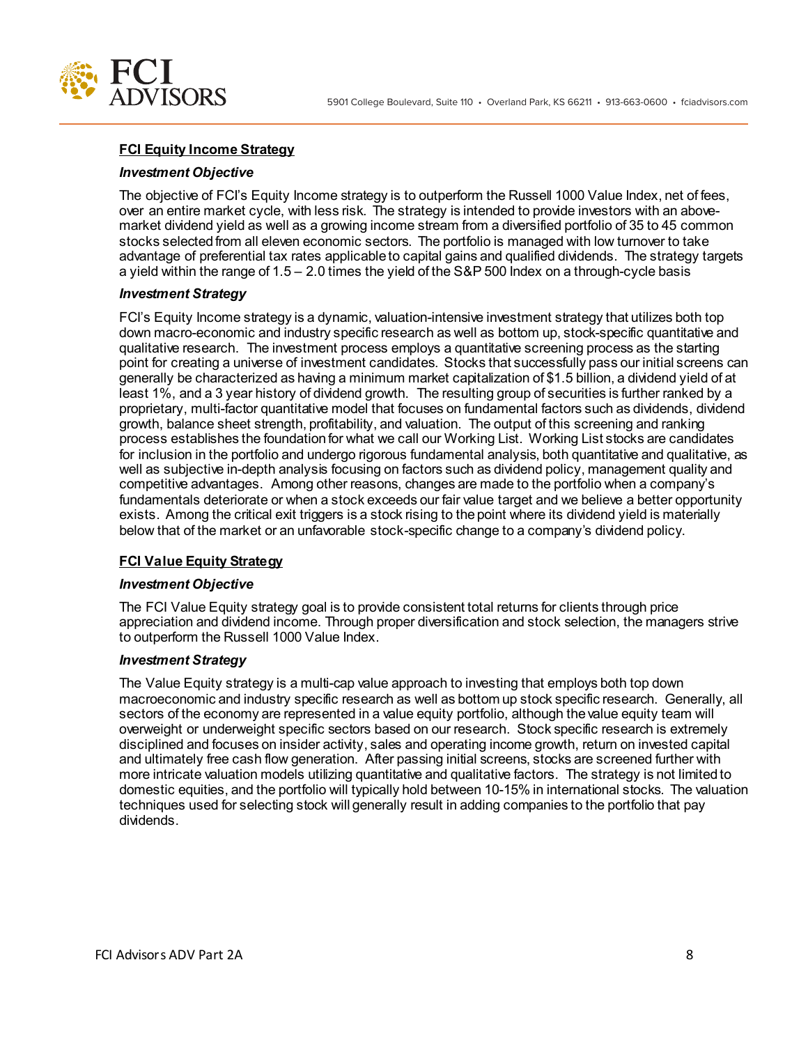**FCI Equity Income Strategy**

***Investment Objective***

The objective of FCI's Equity Income strategy is to outperform the Russell 1000 Value Index, net of fees, over an entire market cycle, with less risk. The strategy is intended to provide investors with an above-market dividend yield as well as a growing income stream from a diversified portfolio of 35 to 45 common stocks selected from all eleven economic sectors. The portfolio is managed with low turnover to take advantage of preferential tax rates applicable to capital gains and qualified dividends. The strategy targets a yield within the range of 1.5 – 2.0 times the yield of the S&P 500 Index on a through-cycle basis

***Investment Strategy***

FCI's Equity Income strategy is a dynamic, valuation-intensive investment strategy that utilizes both top down macro-economic and industry specific research as well as bottom up, stock-specific quantitative and qualitative research. The investment process employs a quantitative screening process as the starting point for creating a universe of investment candidates. Stocks that successfully pass our initial screens can generally be characterized as having a minimum market capitalization of $1.5 billion, a dividend yield of at least 1%, and a 3 year history of dividend growth. The resulting group of securities is further ranked by a proprietary, multi-factor quantitative model that focuses on fundamental factors such as dividends, dividend growth, balance sheet strength, profitability, and valuation. The output of this screening and ranking process establishes the foundation for what we call our Working List. Working List stocks are candidates for inclusion in the portfolio and undergo rigorous fundamental analysis, both quantitative and qualitative, as well as subjective in-depth analysis focusing on factors such as dividend policy, management quality and competitive advantages. Among other reasons, changes are made to the portfolio when a company's fundamentals deteriorate or when a stock exceeds our fair value target and we believe a better opportunity exists. Among the critical exit triggers is a stock rising to the point where its dividend yield is materially below that of the market or an unfavorable stock-specific change to a company's dividend policy.

**FCI Value Equity Strategy**

***Investment Objective***

The FCI Value Equity strategy goal is to provide consistent total returns for clients through price appreciation and dividend income. Through proper diversification and stock selection, the managers strive to outperform the Russell 1000 Value Index.

***Investment Strategy***

The Value Equity strategy is a multi-cap value approach to investing that employs both top down macroeconomic and industry specific research as well as bottom up stock specific research. Generally, all sectors of the economy are represented in a value equity portfolio, although the value equity team will overweight or underweight specific sectors based on our research. Stock specific research is extremely disciplined and focuses on insider activity, sales and operating income growth, return on invested capital and ultimately free cash flow generation. After passing initial screens, stocks are screened further with more intricate valuation models utilizing quantitative and qualitative factors. The strategy is not limited to domestic equities, and the portfolio will typically hold between 10-15% in international stocks. The valuation techniques used for selecting stock will generally result in adding companies to the portfolio that pay dividends.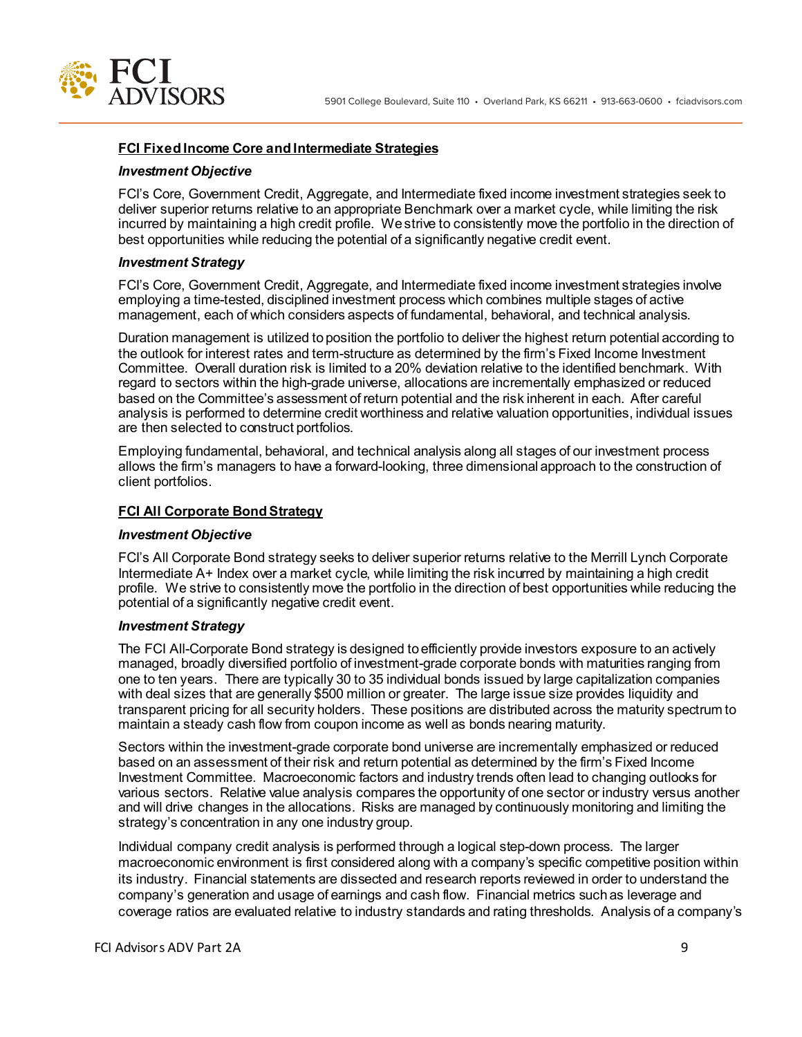**FCI Fixed Income Core and Intermediate Strategies**

***Investment Objective***

FCI's Core, Government Credit, Aggregate, and Intermediate fixed income investment strategies seek to deliver superior returns relative to an appropriate Benchmark over a market cycle, while limiting the risk incurred by maintaining a high credit profile. We strive to consistently move the portfolio in the direction of best opportunities while reducing the potential of a significantly negative credit event.

***Investment Strategy***

FCI's Core, Government Credit, Aggregate, and Intermediate fixed income investment strategies involve employing a time-tested, disciplined investment process which combines multiple stages of active management, each of which considers aspects of fundamental, behavioral, and technical analysis.

Duration management is utilized to position the portfolio to deliver the highest return potential according to the outlook for interest rates and term-structure as determined by the firm's Fixed Income Investment Committee. Overall duration risk is limited to a 20% deviation relative to the identified benchmark. With regard to sectors within the high-grade universe, allocations are incrementally emphasized or reduced based on the Committee's assessment of return potential and the risk inherent in each. After careful analysis is performed to determine credit worthiness and relative valuation opportunities, individual issues are then selected to construct portfolios.

Employing fundamental, behavioral, and technical analysis along all stages of our investment process allows the firm's managers to have a forward-looking, three dimensional approach to the construction of client portfolios.

**FCI All Corporate Bond Strategy**

***Investment Objective***

FCI's All Corporate Bond strategy seeks to deliver superior returns relative to the Merrill Lynch Corporate Intermediate A+ Index over a market cycle, while limiting the risk incurred by maintaining a high credit profile. We strive to consistently move the portfolio in the direction of best opportunities while reducing the potential of a significantly negative credit event.

***Investment Strategy***

The FCI All-Corporate Bond strategy is designed to efficiently provide investors exposure to an actively managed, broadly diversified portfolio of investment-grade corporate bonds with maturities ranging from one to ten years. There are typically 30 to 35 individual bonds issued by large capitalization companies with deal sizes that are generally $500 million or greater. The large issue size provides liquidity and transparent pricing for all security holders. These positions are distributed across the maturity spectrum to maintain a steady cash flow from coupon income as well as bonds nearing maturity.

Sectors within the investment-grade corporate bond universe are incrementally emphasized or reduced based on an assessment of their risk and return potential as determined by the firm's Fixed Income Investment Committee. Macroeconomic factors and industry trends often lead to changing outlooks for various sectors. Relative value analysis compares the opportunity of one sector or industry versus another and will drive changes in the allocations. Risks are managed by continuously monitoring and limiting the strategy's concentration in any one industry group.

Individual company credit analysis is performed through a logical step-down process. The larger macroeconomic environment is first considered along with a company's specific competitive position within its industry. Financial statements are dissected and research reports reviewed in order to understand the company's generation and usage of earnings and cash flow. Financial metrics such as leverage and coverage ratios are evaluated relative to industry standards and rating thresholds. Analysis of a company's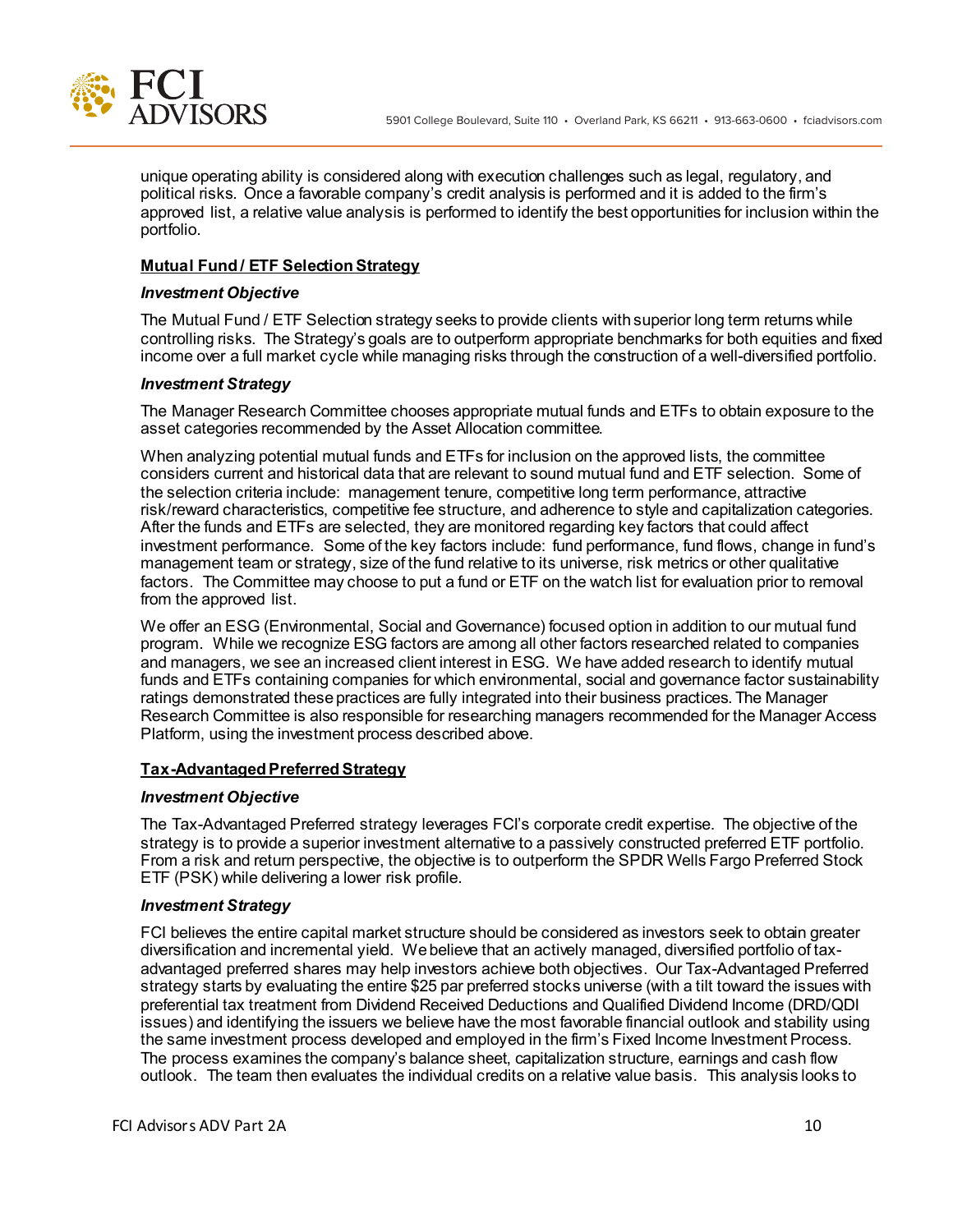unique operating ability is considered along with execution challenges such as legal, regulatory, and political risks. Once a favorable company's credit analysis is performed and it is added to the firm's approved list, a relative value analysis is performed to identify the best opportunities for inclusion within the portfolio.

**Mutual Fund / ETF Selection Strategy**

***Investment Objective***

The Mutual Fund / ETF Selection strategy seeks to provide clients with superior long term returns while controlling risks. The Strategy's goals are to outperform appropriate benchmarks for both equities and fixed income over a full market cycle while managing risks through the construction of a well-diversified portfolio.

***Investment Strategy***

The Manager Research Committee chooses appropriate mutual funds and ETFs to obtain exposure to the asset categories recommended by the Asset Allocation committee.

When analyzing potential mutual funds and ETFs for inclusion on the approved lists, the committee considers current and historical data that are relevant to sound mutual fund and ETF selection. Some of the selection criteria include: management tenure, competitive long term performance, attractive risk/reward characteristics, competitive fee structure, and adherence to style and capitalization categories. After the funds and ETFs are selected, they are monitored regarding key factors that could affect investment performance. Some of the key factors include: fund performance, fund flows, change in fund's management team or strategy, size of the fund relative to its universe, risk metrics or other qualitative factors. The Committee may choose to put a fund or ETF on the watch list for evaluation prior to removal from the approved list.

We offer an ESG (Environmental, Social and Governance) focused option in addition to our mutual fund program. While we recognize ESG factors are among all other factors researched related to companies and managers, we see an increased client interest in ESG. We have added research to identify mutual funds and ETFs containing companies for which environmental, social and governance factor sustainability ratings demonstrated these practices are fully integrated into their business practices. The Manager Research Committee is also responsible for researching managers recommended for the Manager Access Platform, using the investment process described above.

**Tax-Advantaged Preferred Strategy**

***Investment Objective***

The Tax-Advantaged Preferred strategy leverages FCI's corporate credit expertise. The objective of the strategy is to provide a superior investment alternative to a passively constructed preferred ETF portfolio. From a risk and return perspective, the objective is to outperform the SPDR Wells Fargo Preferred Stock ETF (PSK) while delivering a lower risk profile.

***Investment Strategy***

FCI believes the entire capital market structure should be considered as investors seek to obtain greater diversification and incremental yield. We believe that an actively managed, diversified portfolio of tax-advantaged preferred shares may help investors achieve both objectives. Our Tax-Advantaged Preferred strategy starts by evaluating the entire $25 par preferred stocks universe (with a tilt toward the issues with preferential tax treatment from Dividend Received Deductions and Qualified Dividend Income (DRD/QDI issues) and identifying the issuers we believe have the most favorable financial outlook and stability using the same investment process developed and employed in the firm's Fixed Income Investment Process. The process examines the company's balance sheet, capitalization structure, earnings and cash flow outlook. The team then evaluates the individual credits on a relative value basis. This analysis looks to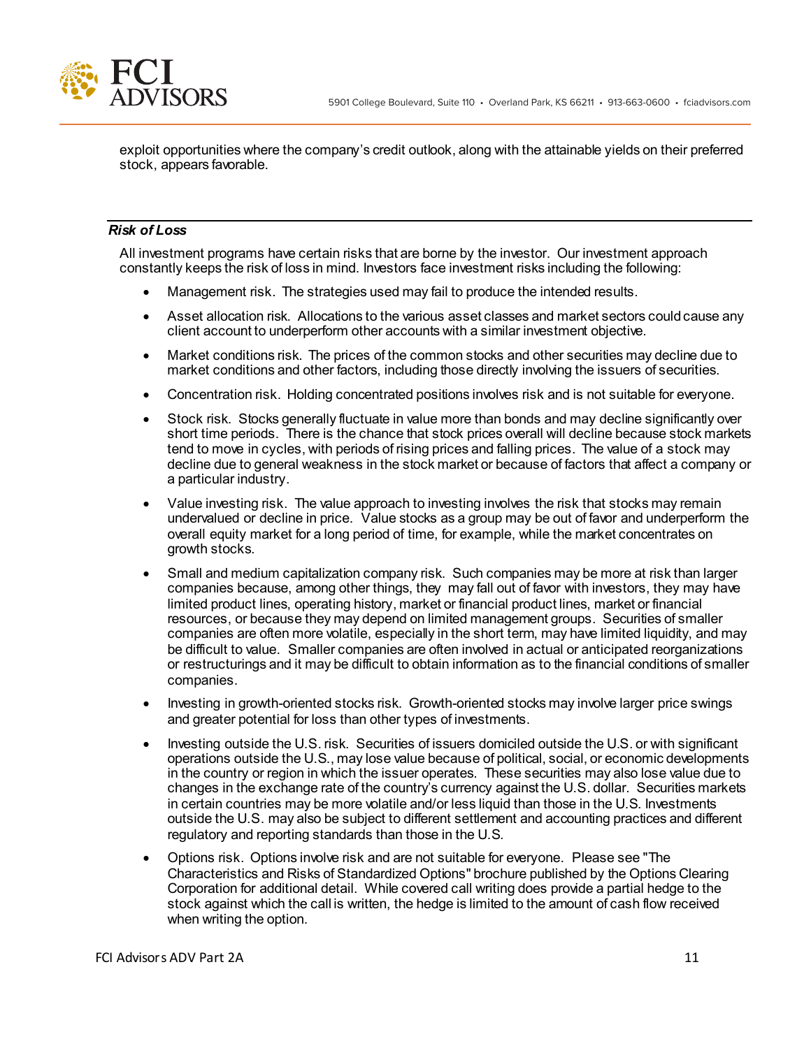exploit opportunities where the company's credit outlook, along with the attainable yields on their preferred stock, appears favorable.

### *Risk of Loss*

All investment programs have certain risks that are borne by the investor. Our investment approach constantly keeps the risk of loss in mind. Investors face investment risks including the following:

- Management risk. The strategies used may fail to produce the intended results.
- Asset allocation risk. Allocations to the various asset classes and market sectors could cause any client account to underperform other accounts with a similar investment objective.
- Market conditions risk. The prices of the common stocks and other securities may decline due to market conditions and other factors, including those directly involving the issuers of securities.
- Concentration risk. Holding concentrated positions involves risk and is not suitable for everyone.
- Stock risk. Stocks generally fluctuate in value more than bonds and may decline significantly over short time periods. There is the chance that stock prices overall will decline because stock markets tend to move in cycles, with periods of rising prices and falling prices. The value of a stock may decline due to general weakness in the stock market or because of factors that affect a company or a particular industry.
- Value investing risk. The value approach to investing involves the risk that stocks may remain undervalued or decline in price. Value stocks as a group may be out of favor and underperform the overall equity market for a long period of time, for example, while the market concentrates on growth stocks.
- Small and medium capitalization company risk. Such companies may be more at risk than larger companies because, among other things, they may fall out of favor with investors, they may have limited product lines, operating history, market or financial product lines, market or financial resources, or because they may depend on limited management groups. Securities of smaller companies are often more volatile, especially in the short term, may have limited liquidity, and may be difficult to value. Smaller companies are often involved in actual or anticipated reorganizations or restructurings and it may be difficult to obtain information as to the financial conditions of smaller companies.
- Investing in growth-oriented stocks risk. Growth-oriented stocks may involve larger price swings and greater potential for loss than other types of investments.
- Investing outside the U.S. risk. Securities of issuers domiciled outside the U.S. or with significant operations outside the U.S., may lose value because of political, social, or economic developments in the country or region in which the issuer operates. These securities may also lose value due to changes in the exchange rate of the country's currency against the U.S. dollar. Securities markets in certain countries may be more volatile and/or less liquid than those in the U.S. Investments outside the U.S. may also be subject to different settlement and accounting practices and different regulatory and reporting standards than those in the U.S.
- Options risk. Options involve risk and are not suitable for everyone. Please see "The Characteristics and Risks of Standardized Options" brochure published by the Options Clearing Corporation for additional detail. While covered call writing does provide a partial hedge to the stock against which the call is written, the hedge is limited to the amount of cash flow received when writing the option.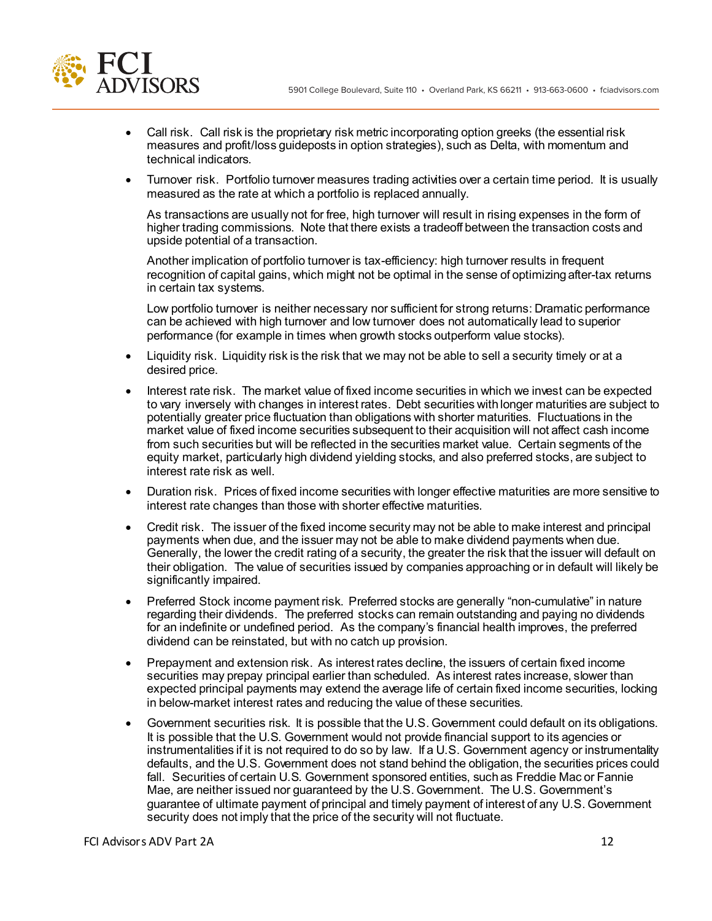- Call risk. Call risk is the proprietary risk metric incorporating option greeks (the essential risk measures and profit/loss guideposts in option strategies), such as Delta, with momentum and technical indicators.
- Turnover risk. Portfolio turnover measures trading activities over a certain time period. It is usually measured as the rate at which a portfolio is replaced annually.

  As transactions are usually not for free, high turnover will result in rising expenses in the form of higher trading commissions. Note that there exists a tradeoff between the transaction costs and upside potential of a transaction.

  Another implication of portfolio turnover is tax-efficiency: high turnover results in frequent recognition of capital gains, which might not be optimal in the sense of optimizing after-tax returns in certain tax systems.

  Low portfolio turnover is neither necessary nor sufficient for strong returns: Dramatic performance can be achieved with high turnover and low turnover does not automatically lead to superior performance (for example in times when growth stocks outperform value stocks).
- Liquidity risk. Liquidity risk is the risk that we may not be able to sell a security timely or at a desired price.
- Interest rate risk. The market value of fixed income securities in which we invest can be expected to vary inversely with changes in interest rates. Debt securities with longer maturities are subject to potentially greater price fluctuation than obligations with shorter maturities. Fluctuations in the market value of fixed income securities subsequent to their acquisition will not affect cash income from such securities but will be reflected in the securities market value. Certain segments of the equity market, particularly high dividend yielding stocks, and also preferred stocks, are subject to interest rate risk as well.
- Duration risk. Prices of fixed income securities with longer effective maturities are more sensitive to interest rate changes than those with shorter effective maturities.
- Credit risk. The issuer of the fixed income security may not be able to make interest and principal payments when due, and the issuer may not be able to make dividend payments when due. Generally, the lower the credit rating of a security, the greater the risk that the issuer will default on their obligation. The value of securities issued by companies approaching or in default will likely be significantly impaired.
- Preferred Stock income payment risk. Preferred stocks are generally "non-cumulative" in nature regarding their dividends. The preferred stocks can remain outstanding and paying no dividends for an indefinite or undefined period. As the company's financial health improves, the preferred dividend can be reinstated, but with no catch up provision.
- Prepayment and extension risk. As interest rates decline, the issuers of certain fixed income securities may prepay principal earlier than scheduled. As interest rates increase, slower than expected principal payments may extend the average life of certain fixed income securities, locking in below-market interest rates and reducing the value of these securities.
- Government securities risk. It is possible that the U.S. Government could default on its obligations. It is possible that the U.S. Government would not provide financial support to its agencies or instrumentalities if it is not required to do so by law. If a U.S. Government agency or instrumentality defaults, and the U.S. Government does not stand behind the obligation, the securities prices could fall. Securities of certain U.S. Government sponsored entities, such as Freddie Mac or Fannie Mae, are neither issued nor guaranteed by the U.S. Government. The U.S. Government's guarantee of ultimate payment of principal and timely payment of interest of any U.S. Government security does not imply that the price of the security will not fluctuate.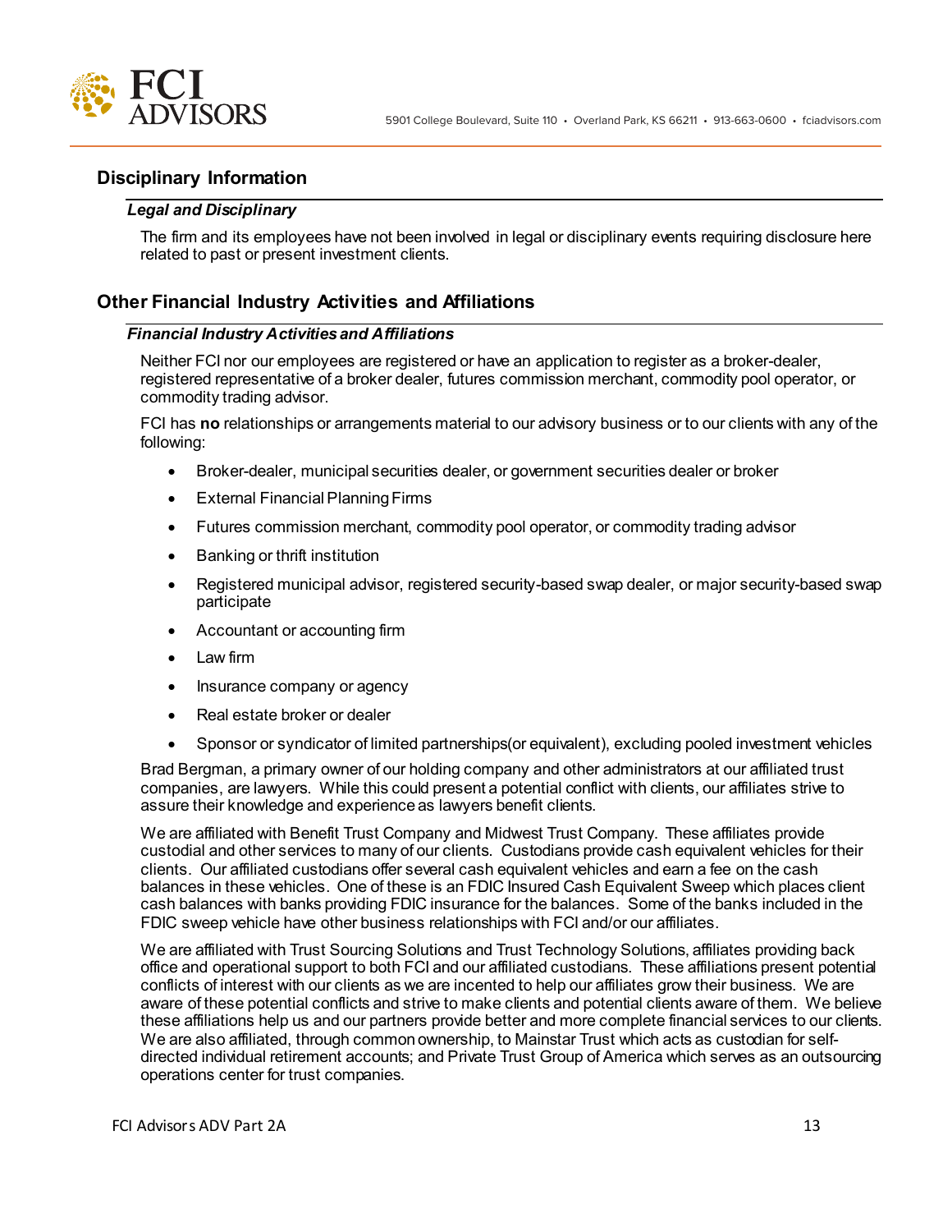## Disciplinary Information

### *Legal and Disciplinary*

The firm and its employees have not been involved in legal or disciplinary events requiring disclosure here related to past or present investment clients.

## Other Financial Industry Activities and Affiliations

### *Financial Industry Activities and Affiliations*

Neither FCI nor our employees are registered or have an application to register as a broker-dealer, registered representative of a broker dealer, futures commission merchant, commodity pool operator, or commodity trading advisor.

FCI has **no** relationships or arrangements material to our advisory business or to our clients with any of the following:

- Broker-dealer, municipal securities dealer, or government securities dealer or broker
- External Financial Planning Firms
- Futures commission merchant, commodity pool operator, or commodity trading advisor
- Banking or thrift institution
- Registered municipal advisor, registered security-based swap dealer, or major security-based swap participate
- Accountant or accounting firm
- Law firm
- Insurance company or agency
- Real estate broker or dealer
- Sponsor or syndicator of limited partnerships(or equivalent), excluding pooled investment vehicles

Brad Bergman, a primary owner of our holding company and other administrators at our affiliated trust companies, are lawyers. While this could present a potential conflict with clients, our affiliates strive to assure their knowledge and experience as lawyers benefit clients.

We are affiliated with Benefit Trust Company and Midwest Trust Company. These affiliates provide custodial and other services to many of our clients. Custodians provide cash equivalent vehicles for their clients. Our affiliated custodians offer several cash equivalent vehicles and earn a fee on the cash balances in these vehicles. One of these is an FDIC Insured Cash Equivalent Sweep which places client cash balances with banks providing FDIC insurance for the balances. Some of the banks included in the FDIC sweep vehicle have other business relationships with FCI and/or our affiliates.

We are affiliated with Trust Sourcing Solutions and Trust Technology Solutions, affiliates providing back office and operational support to both FCI and our affiliated custodians. These affiliations present potential conflicts of interest with our clients as we are incented to help our affiliates grow their business. We are aware of these potential conflicts and strive to make clients and potential clients aware of them. We believe these affiliations help us and our partners provide better and more complete financial services to our clients. We are also affiliated, through common ownership, to Mainstar Trust which acts as custodian for self-directed individual retirement accounts; and Private Trust Group of America which serves as an outsourcing operations center for trust companies.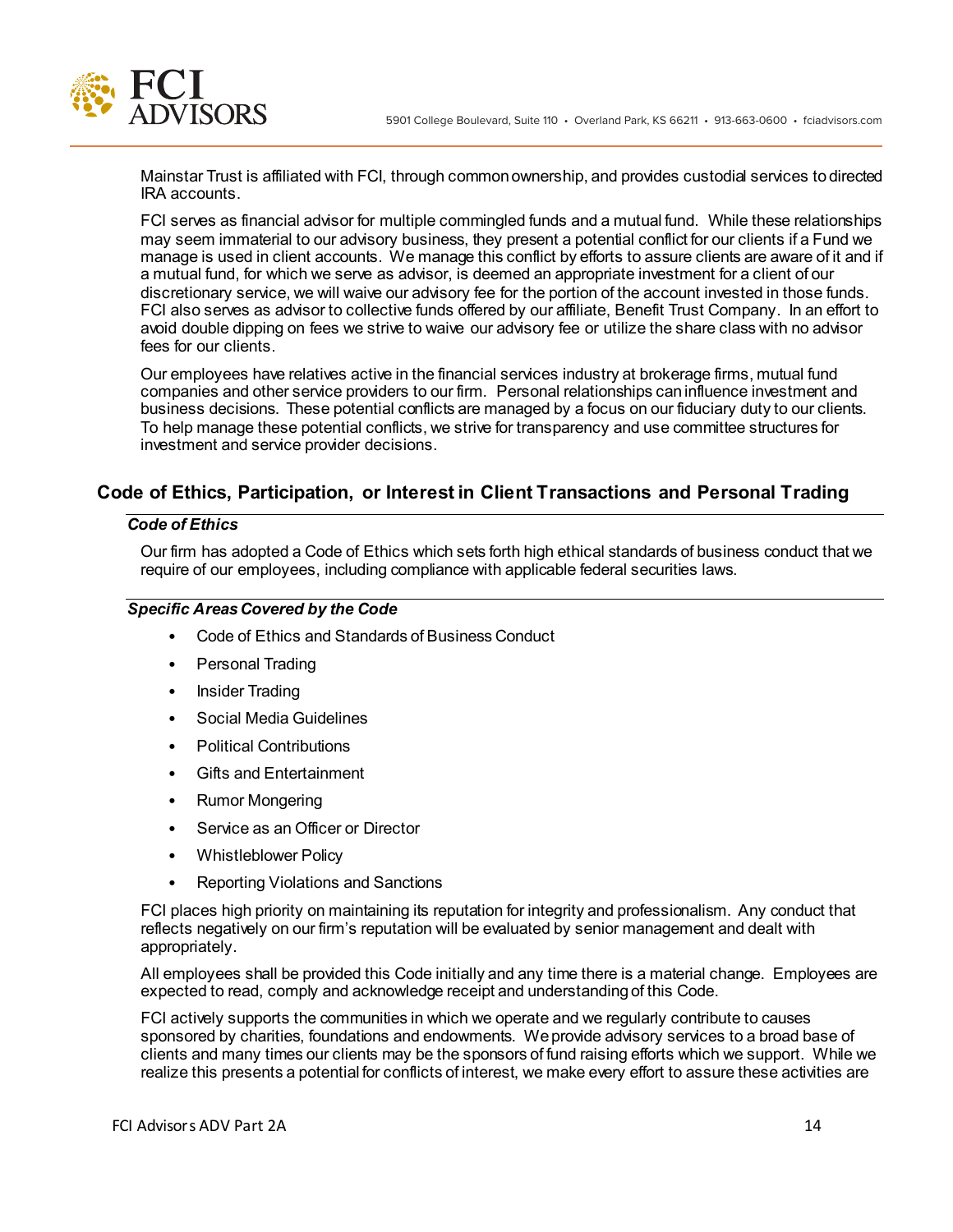Mainstar Trust is affiliated with FCI, through common ownership, and provides custodial services to directed IRA accounts.

FCI serves as financial advisor for multiple commingled funds and a mutual fund. While these relationships may seem immaterial to our advisory business, they present a potential conflict for our clients if a Fund we manage is used in client accounts. We manage this conflict by efforts to assure clients are aware of it and if a mutual fund, for which we serve as advisor, is deemed an appropriate investment for a client of our discretionary service, we will waive our advisory fee for the portion of the account invested in those funds. FCI also serves as advisor to collective funds offered by our affiliate, Benefit Trust Company. In an effort to avoid double dipping on fees we strive to waive our advisory fee or utilize the share class with no advisor fees for our clients.

Our employees have relatives active in the financial services industry at brokerage firms, mutual fund companies and other service providers to our firm. Personal relationships can influence investment and business decisions. These potential conflicts are managed by a focus on our fiduciary duty to our clients. To help manage these potential conflicts, we strive for transparency and use committee structures for investment and service provider decisions.

## Code of Ethics, Participation, or Interest in Client Transactions and Personal Trading

### *Code of Ethics*

Our firm has adopted a Code of Ethics which sets forth high ethical standards of business conduct that we require of our employees, including compliance with applicable federal securities laws.

### *Specific Areas Covered by the Code*

- Code of Ethics and Standards of Business Conduct
- Personal Trading
- Insider Trading
- Social Media Guidelines
- Political Contributions
- Gifts and Entertainment
- Rumor Mongering
- Service as an Officer or Director
- Whistleblower Policy
- Reporting Violations and Sanctions

FCI places high priority on maintaining its reputation for integrity and professionalism. Any conduct that reflects negatively on our firm's reputation will be evaluated by senior management and dealt with appropriately.

All employees shall be provided this Code initially and any time there is a material change. Employees are expected to read, comply and acknowledge receipt and understanding of this Code.

FCI actively supports the communities in which we operate and we regularly contribute to causes sponsored by charities, foundations and endowments. We provide advisory services to a broad base of clients and many times our clients may be the sponsors of fund raising efforts which we support. While we realize this presents a potential for conflicts of interest, we make every effort to assure these activities are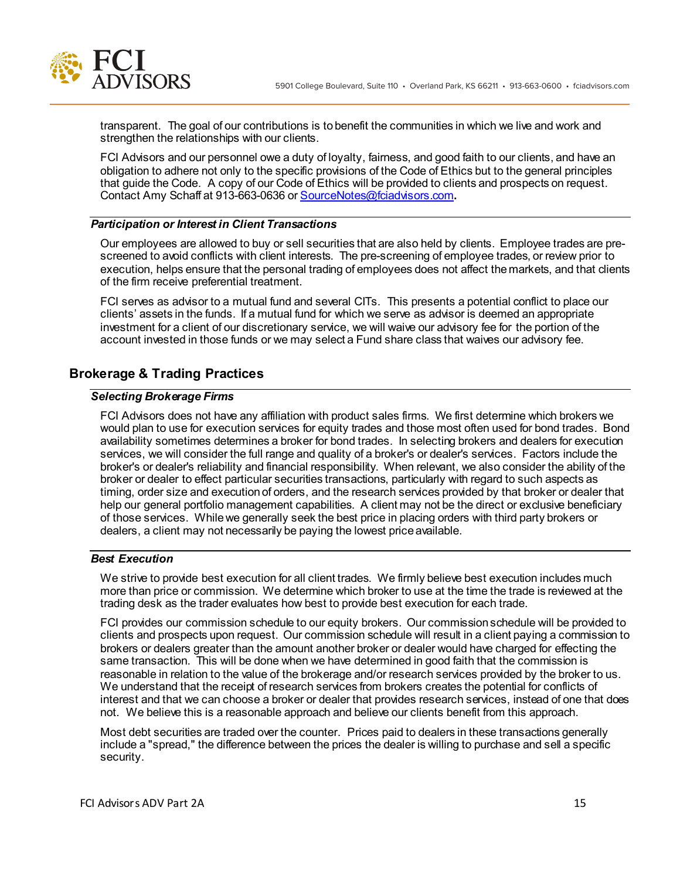transparent. The goal of our contributions is to benefit the communities in which we live and work and strengthen the relationships with our clients.

FCI Advisors and our personnel owe a duty of loyalty, fairness, and good faith to our clients, and have an obligation to adhere not only to the specific provisions of the Code of Ethics but to the general principles that guide the Code. A copy of our Code of Ethics will be provided to clients and prospects on request. Contact Amy Schaff at 913-663-0636 or SourceNotes@fciadvisors.com.

### *Participation or Interest in Client Transactions*

Our employees are allowed to buy or sell securities that are also held by clients. Employee trades are pre-screened to avoid conflicts with client interests. The pre-screening of employee trades, or review prior to execution, helps ensure that the personal trading of employees does not affect the markets, and that clients of the firm receive preferential treatment.

FCI serves as advisor to a mutual fund and several CITs. This presents a potential conflict to place our clients' assets in the funds. If a mutual fund for which we serve as advisor is deemed an appropriate investment for a client of our discretionary service, we will waive our advisory fee for the portion of the account invested in those funds or we may select a Fund share class that waives our advisory fee.

## Brokerage & Trading Practices

### *Selecting Brokerage Firms*

FCI Advisors does not have any affiliation with product sales firms. We first determine which brokers we would plan to use for execution services for equity trades and those most often used for bond trades. Bond availability sometimes determines a broker for bond trades. In selecting brokers and dealers for execution services, we will consider the full range and quality of a broker's or dealer's services. Factors include the broker's or dealer's reliability and financial responsibility. When relevant, we also consider the ability of the broker or dealer to effect particular securities transactions, particularly with regard to such aspects as timing, order size and execution of orders, and the research services provided by that broker or dealer that help our general portfolio management capabilities. A client may not be the direct or exclusive beneficiary of those services. While we generally seek the best price in placing orders with third party brokers or dealers, a client may not necessarily be paying the lowest price available.

### *Best Execution*

We strive to provide best execution for all client trades. We firmly believe best execution includes much more than price or commission. We determine which broker to use at the time the trade is reviewed at the trading desk as the trader evaluates how best to provide best execution for each trade.

FCI provides our commission schedule to our equity brokers. Our commission schedule will be provided to clients and prospects upon request. Our commission schedule will result in a client paying a commission to brokers or dealers greater than the amount another broker or dealer would have charged for effecting the same transaction. This will be done when we have determined in good faith that the commission is reasonable in relation to the value of the brokerage and/or research services provided by the broker to us. We understand that the receipt of research services from brokers creates the potential for conflicts of interest and that we can choose a broker or dealer that provides research services, instead of one that does not. We believe this is a reasonable approach and believe our clients benefit from this approach.

Most debt securities are traded over the counter. Prices paid to dealers in these transactions generally include a "spread," the difference between the prices the dealer is willing to purchase and sell a specific security.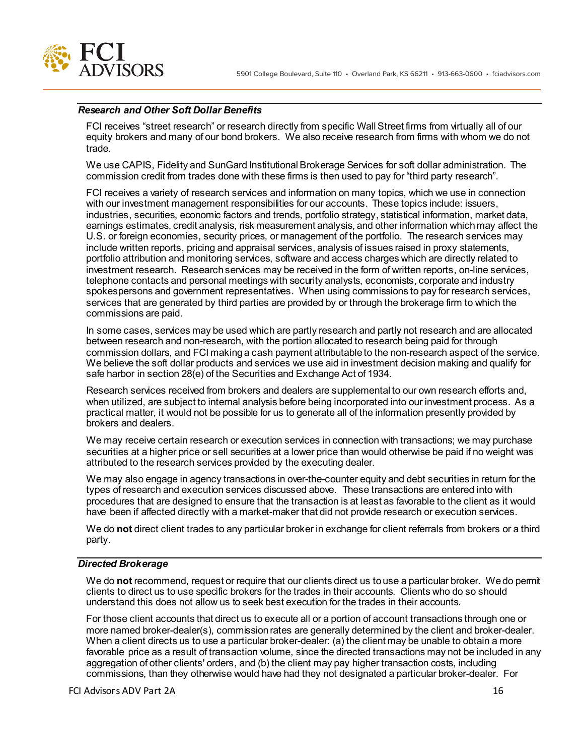### *Research and Other Soft Dollar Benefits*

FCI receives "street research" or research directly from specific Wall Street firms from virtually all of our equity brokers and many of our bond brokers. We also receive research from firms with whom we do not trade.

We use CAPIS, Fidelity and SunGard Institutional Brokerage Services for soft dollar administration. The commission credit from trades done with these firms is then used to pay for "third party research".

FCI receives a variety of research services and information on many topics, which we use in connection with our investment management responsibilities for our accounts. These topics include: issuers, industries, securities, economic factors and trends, portfolio strategy, statistical information, market data, earnings estimates, credit analysis, risk measurement analysis, and other information which may affect the U.S. or foreign economies, security prices, or management of the portfolio. The research services may include written reports, pricing and appraisal services, analysis of issues raised in proxy statements, portfolio attribution and monitoring services, software and access charges which are directly related to investment research. Research services may be received in the form of written reports, on-line services, telephone contacts and personal meetings with security analysts, economists, corporate and industry spokespersons and government representatives. When using commissions to pay for research services, services that are generated by third parties are provided by or through the brokerage firm to which the commissions are paid.

In some cases, services may be used which are partly research and partly not research and are allocated between research and non-research, with the portion allocated to research being paid for through commission dollars, and FCI making a cash payment attributable to the non-research aspect of the service. We believe the soft dollar products and services we use aid in investment decision making and qualify for safe harbor in section 28(e) of the Securities and Exchange Act of 1934.

Research services received from brokers and dealers are supplemental to our own research efforts and, when utilized, are subject to internal analysis before being incorporated into our investment process. As a practical matter, it would not be possible for us to generate all of the information presently provided by brokers and dealers.

We may receive certain research or execution services in connection with transactions; we may purchase securities at a higher price or sell securities at a lower price than would otherwise be paid if no weight was attributed to the research services provided by the executing dealer.

We may also engage in agency transactions in over-the-counter equity and debt securities in return for the types of research and execution services discussed above. These transactions are entered into with procedures that are designed to ensure that the transaction is at least as favorable to the client as it would have been if affected directly with a market-maker that did not provide research or execution services.

We do **not** direct client trades to any particular broker in exchange for client referrals from brokers or a third party.

### *Directed Brokerage*

We do **not** recommend, request or require that our clients direct us to use a particular broker. We do permit clients to direct us to use specific brokers for the trades in their accounts. Clients who do so should understand this does not allow us to seek best execution for the trades in their accounts.

For those client accounts that direct us to execute all or a portion of account transactions through one or more named broker-dealer(s), commission rates are generally determined by the client and broker-dealer. When a client directs us to use a particular broker-dealer: (a) the client may be unable to obtain a more favorable price as a result of transaction volume, since the directed transactions may not be included in any aggregation of other clients' orders, and (b) the client may pay higher transaction costs, including commissions, than they otherwise would have had they not designated a particular broker-dealer. For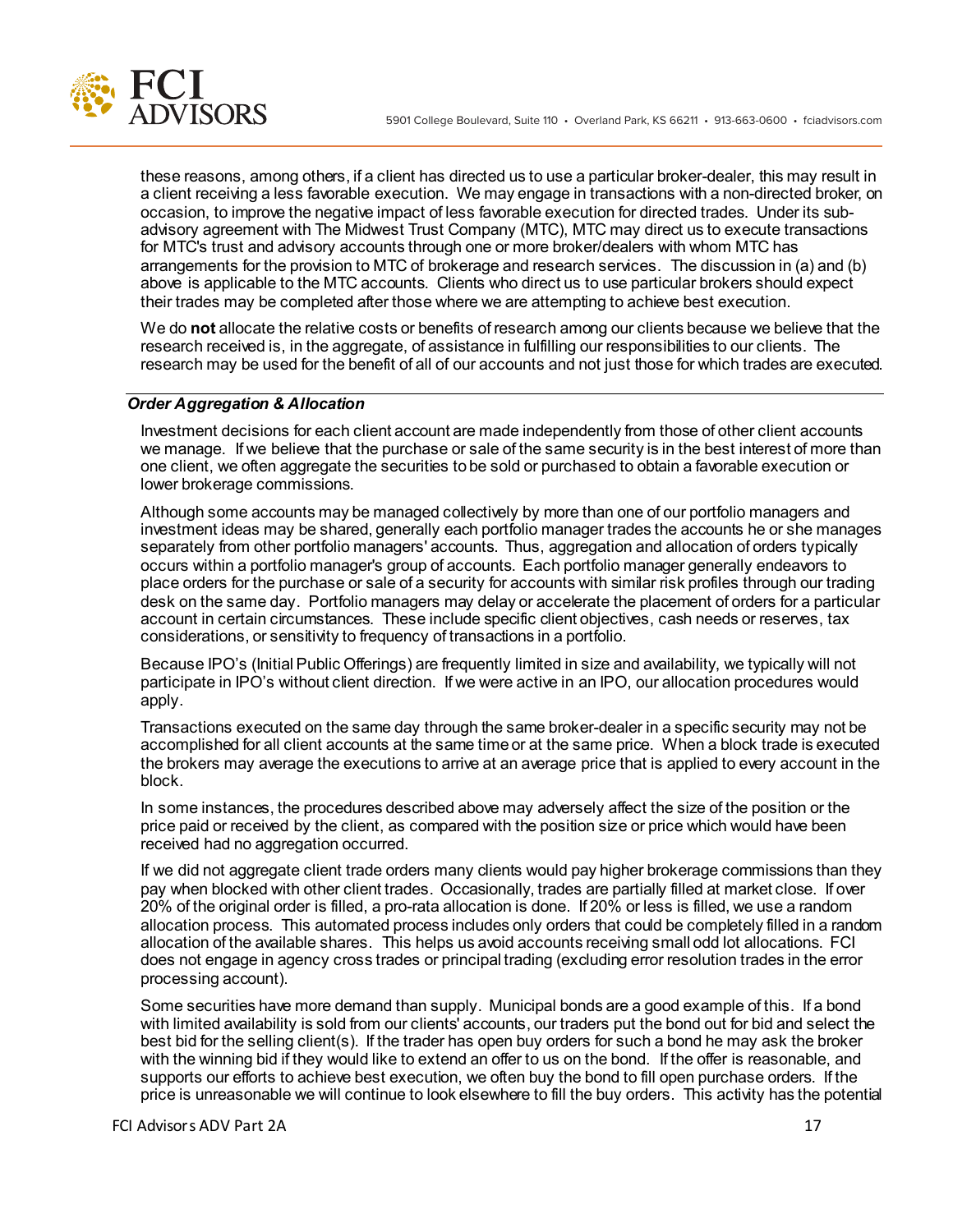these reasons, among others, if a client has directed us to use a particular broker-dealer, this may result in a client receiving a less favorable execution. We may engage in transactions with a non-directed broker, on occasion, to improve the negative impact of less favorable execution for directed trades. Under its sub-advisory agreement with The Midwest Trust Company (MTC), MTC may direct us to execute transactions for MTC's trust and advisory accounts through one or more broker/dealers with whom MTC has arrangements for the provision to MTC of brokerage and research services. The discussion in (a) and (b) above is applicable to the MTC accounts. Clients who direct us to use particular brokers should expect their trades may be completed after those where we are attempting to achieve best execution.

We do **not** allocate the relative costs or benefits of research among our clients because we believe that the research received is, in the aggregate, of assistance in fulfilling our responsibilities to our clients. The research may be used for the benefit of all of our accounts and not just those for which trades are executed.

### *Order Aggregation & Allocation*

Investment decisions for each client account are made independently from those of other client accounts we manage. If we believe that the purchase or sale of the same security is in the best interest of more than one client, we often aggregate the securities to be sold or purchased to obtain a favorable execution or lower brokerage commissions.

Although some accounts may be managed collectively by more than one of our portfolio managers and investment ideas may be shared, generally each portfolio manager trades the accounts he or she manages separately from other portfolio managers' accounts. Thus, aggregation and allocation of orders typically occurs within a portfolio manager's group of accounts. Each portfolio manager generally endeavors to place orders for the purchase or sale of a security for accounts with similar risk profiles through our trading desk on the same day. Portfolio managers may delay or accelerate the placement of orders for a particular account in certain circumstances. These include specific client objectives, cash needs or reserves, tax considerations, or sensitivity to frequency of transactions in a portfolio.

Because IPO's (Initial Public Offerings) are frequently limited in size and availability, we typically will not participate in IPO's without client direction. If we were active in an IPO, our allocation procedures would apply.

Transactions executed on the same day through the same broker-dealer in a specific security may not be accomplished for all client accounts at the same time or at the same price. When a block trade is executed the brokers may average the executions to arrive at an average price that is applied to every account in the block.

In some instances, the procedures described above may adversely affect the size of the position or the price paid or received by the client, as compared with the position size or price which would have been received had no aggregation occurred.

If we did not aggregate client trade orders many clients would pay higher brokerage commissions than they pay when blocked with other client trades. Occasionally, trades are partially filled at market close. If over 20% of the original order is filled, a pro-rata allocation is done. If 20% or less is filled, we use a random allocation process. This automated process includes only orders that could be completely filled in a random allocation of the available shares. This helps us avoid accounts receiving small odd lot allocations. FCI does not engage in agency cross trades or principal trading (excluding error resolution trades in the error processing account).

Some securities have more demand than supply. Municipal bonds are a good example of this. If a bond with limited availability is sold from our clients' accounts, our traders put the bond out for bid and select the best bid for the selling client(s). If the trader has open buy orders for such a bond he may ask the broker with the winning bid if they would like to extend an offer to us on the bond. If the offer is reasonable, and supports our efforts to achieve best execution, we often buy the bond to fill open purchase orders. If the price is unreasonable we will continue to look elsewhere to fill the buy orders. This activity has the potential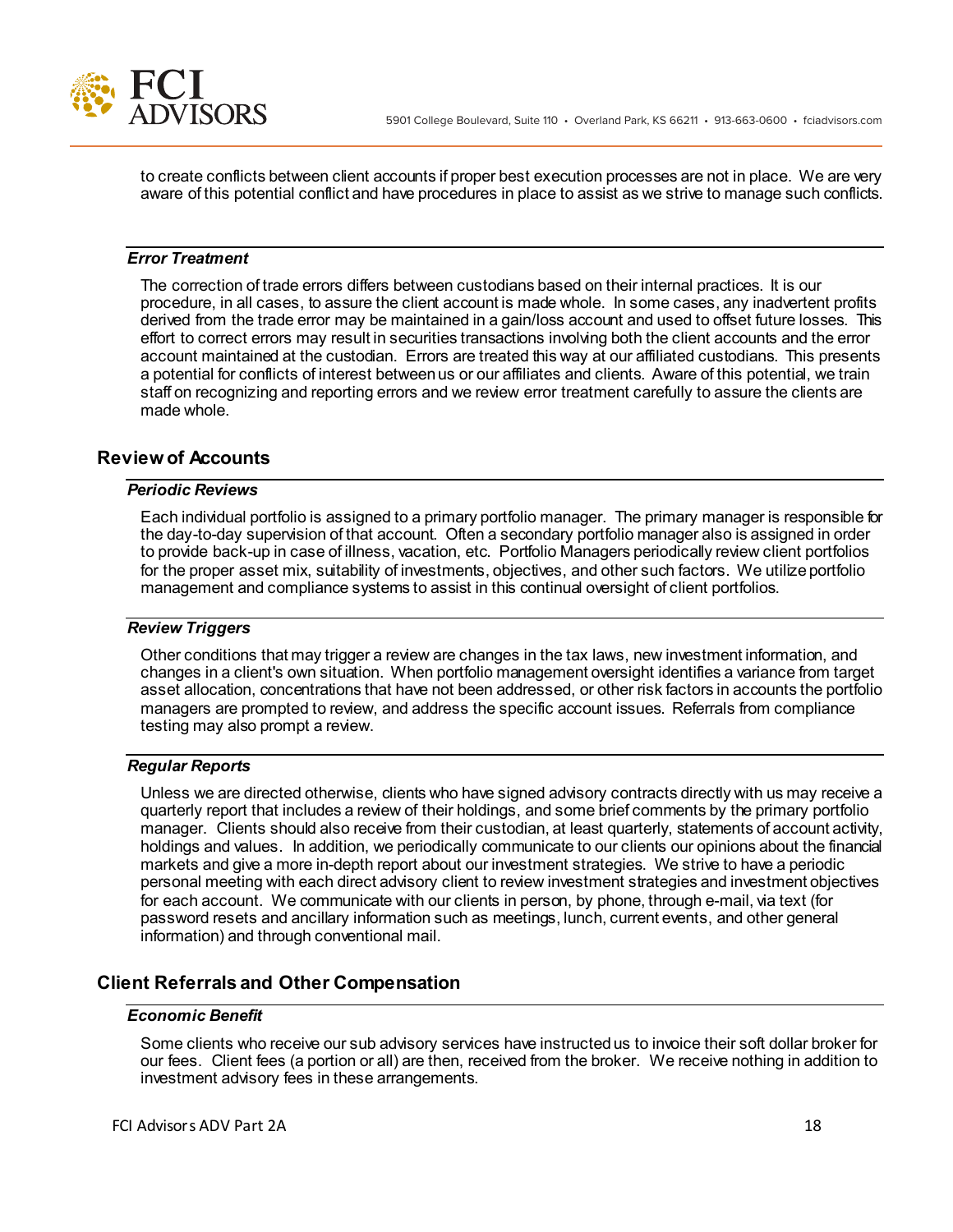to create conflicts between client accounts if proper best execution processes are not in place. We are very aware of this potential conflict and have procedures in place to assist as we strive to manage such conflicts.

### *Error Treatment*

The correction of trade errors differs between custodians based on their internal practices. It is our procedure, in all cases, to assure the client account is made whole. In some cases, any inadvertent profits derived from the trade error may be maintained in a gain/loss account and used to offset future losses. This effort to correct errors may result in securities transactions involving both the client accounts and the error account maintained at the custodian. Errors are treated this way at our affiliated custodians. This presents a potential for conflicts of interest between us or our affiliates and clients. Aware of this potential, we train staff on recognizing and reporting errors and we review error treatment carefully to assure the clients are made whole.

## Review of Accounts

### *Periodic Reviews*

Each individual portfolio is assigned to a primary portfolio manager. The primary manager is responsible for the day-to-day supervision of that account. Often a secondary portfolio manager also is assigned in order to provide back-up in case of illness, vacation, etc. Portfolio Managers periodically review client portfolios for the proper asset mix, suitability of investments, objectives, and other such factors. We utilize portfolio management and compliance systems to assist in this continual oversight of client portfolios.

### *Review Triggers*

Other conditions that may trigger a review are changes in the tax laws, new investment information, and changes in a client's own situation. When portfolio management oversight identifies a variance from target asset allocation, concentrations that have not been addressed, or other risk factors in accounts the portfolio managers are prompted to review, and address the specific account issues. Referrals from compliance testing may also prompt a review.

### *Regular Reports*

Unless we are directed otherwise, clients who have signed advisory contracts directly with us may receive a quarterly report that includes a review of their holdings, and some brief comments by the primary portfolio manager. Clients should also receive from their custodian, at least quarterly, statements of account activity, holdings and values. In addition, we periodically communicate to our clients our opinions about the financial markets and give a more in-depth report about our investment strategies. We strive to have a periodic personal meeting with each direct advisory client to review investment strategies and investment objectives for each account. We communicate with our clients in person, by phone, through e-mail, via text (for password resets and ancillary information such as meetings, lunch, current events, and other general information) and through conventional mail.

## Client Referrals and Other Compensation

### *Economic Benefit*

Some clients who receive our sub advisory services have instructed us to invoice their soft dollar broker for our fees. Client fees (a portion or all) are then, received from the broker. We receive nothing in addition to investment advisory fees in these arrangements.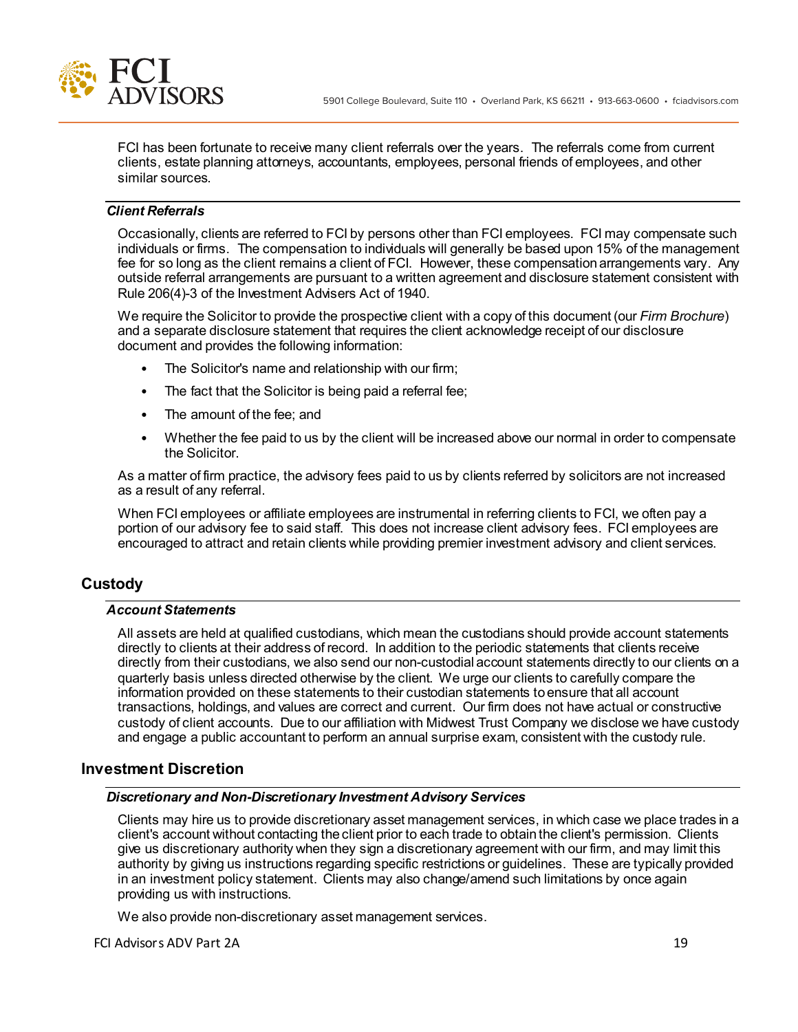FCI has been fortunate to receive many client referrals over the years. The referrals come from current clients, estate planning attorneys, accountants, employees, personal friends of employees, and other similar sources.

### *Client Referrals*

Occasionally, clients are referred to FCI by persons other than FCI employees. FCI may compensate such individuals or firms. The compensation to individuals will generally be based upon 15% of the management fee for so long as the client remains a client of FCI. However, these compensation arrangements vary. Any outside referral arrangements are pursuant to a written agreement and disclosure statement consistent with Rule 206(4)-3 of the Investment Advisers Act of 1940.

We require the Solicitor to provide the prospective client with a copy of this document (our *Firm Brochure*) and a separate disclosure statement that requires the client acknowledge receipt of our disclosure document and provides the following information:

- The Solicitor's name and relationship with our firm;
- The fact that the Solicitor is being paid a referral fee;
- The amount of the fee; and
- Whether the fee paid to us by the client will be increased above our normal in order to compensate the Solicitor.

As a matter of firm practice, the advisory fees paid to us by clients referred by solicitors are not increased as a result of any referral.

When FCI employees or affiliate employees are instrumental in referring clients to FCI, we often pay a portion of our advisory fee to said staff. This does not increase client advisory fees. FCI employees are encouraged to attract and retain clients while providing premier investment advisory and client services.

## Custody

### *Account Statements*

All assets are held at qualified custodians, which mean the custodians should provide account statements directly to clients at their address of record. In addition to the periodic statements that clients receive directly from their custodians, we also send our non-custodial account statements directly to our clients on a quarterly basis unless directed otherwise by the client. We urge our clients to carefully compare the information provided on these statements to their custodian statements to ensure that all account transactions, holdings, and values are correct and current. Our firm does not have actual or constructive custody of client accounts. Due to our affiliation with Midwest Trust Company we disclose we have custody and engage a public accountant to perform an annual surprise exam, consistent with the custody rule.

## Investment Discretion

### *Discretionary and Non-Discretionary Investment Advisory Services*

Clients may hire us to provide discretionary asset management services, in which case we place trades in a client's account without contacting the client prior to each trade to obtain the client's permission. Clients give us discretionary authority when they sign a discretionary agreement with our firm, and may limit this authority by giving us instructions regarding specific restrictions or guidelines. These are typically provided in an investment policy statement. Clients may also change/amend such limitations by once again providing us with instructions.

We also provide non-discretionary asset management services.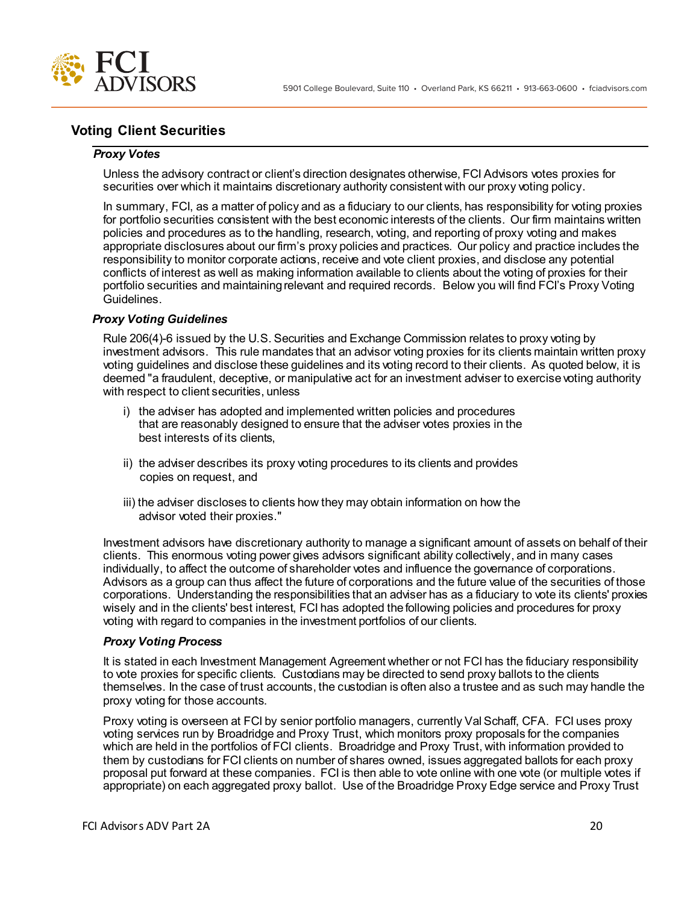## Voting Client Securities

### *Proxy Votes*

Unless the advisory contract or client's direction designates otherwise, FCI Advisors votes proxies for securities over which it maintains discretionary authority consistent with our proxy voting policy.

In summary, FCI, as a matter of policy and as a fiduciary to our clients, has responsibility for voting proxies for portfolio securities consistent with the best economic interests of the clients. Our firm maintains written policies and procedures as to the handling, research, voting, and reporting of proxy voting and makes appropriate disclosures about our firm's proxy policies and practices. Our policy and practice includes the responsibility to monitor corporate actions, receive and vote client proxies, and disclose any potential conflicts of interest as well as making information available to clients about the voting of proxies for their portfolio securities and maintaining relevant and required records. Below you will find FCI's Proxy Voting Guidelines.

### *Proxy Voting Guidelines*

Rule 206(4)-6 issued by the U.S. Securities and Exchange Commission relates to proxy voting by investment advisors. This rule mandates that an advisor voting proxies for its clients maintain written proxy voting guidelines and disclose these guidelines and its voting record to their clients. As quoted below, it is deemed "a fraudulent, deceptive, or manipulative act for an investment adviser to exercise voting authority with respect to client securities, unless

i) the adviser has adopted and implemented written policies and procedures that are reasonably designed to ensure that the adviser votes proxies in the best interests of its clients,

ii) the adviser describes its proxy voting procedures to its clients and provides copies on request, and

iii) the adviser discloses to clients how they may obtain information on how the advisor voted their proxies."

Investment advisors have discretionary authority to manage a significant amount of assets on behalf of their clients. This enormous voting power gives advisors significant ability collectively, and in many cases individually, to affect the outcome of shareholder votes and influence the governance of corporations. Advisors as a group can thus affect the future of corporations and the future value of the securities of those corporations. Understanding the responsibilities that an adviser has as a fiduciary to vote its clients' proxies wisely and in the clients' best interest, FCI has adopted the following policies and procedures for proxy voting with regard to companies in the investment portfolios of our clients.

### *Proxy Voting Process*

It is stated in each Investment Management Agreement whether or not FCI has the fiduciary responsibility to vote proxies for specific clients. Custodians may be directed to send proxy ballots to the clients themselves. In the case of trust accounts, the custodian is often also a trustee and as such may handle the proxy voting for those accounts.

Proxy voting is overseen at FCI by senior portfolio managers, currently Val Schaff, CFA. FCI uses proxy voting services run by Broadridge and Proxy Trust, which monitors proxy proposals for the companies which are held in the portfolios of FCI clients. Broadridge and Proxy Trust, with information provided to them by custodians for FCI clients on number of shares owned, issues aggregated ballots for each proxy proposal put forward at these companies. FCI is then able to vote online with one vote (or multiple votes if appropriate) on each aggregated proxy ballot. Use of the Broadridge Proxy Edge service and Proxy Trust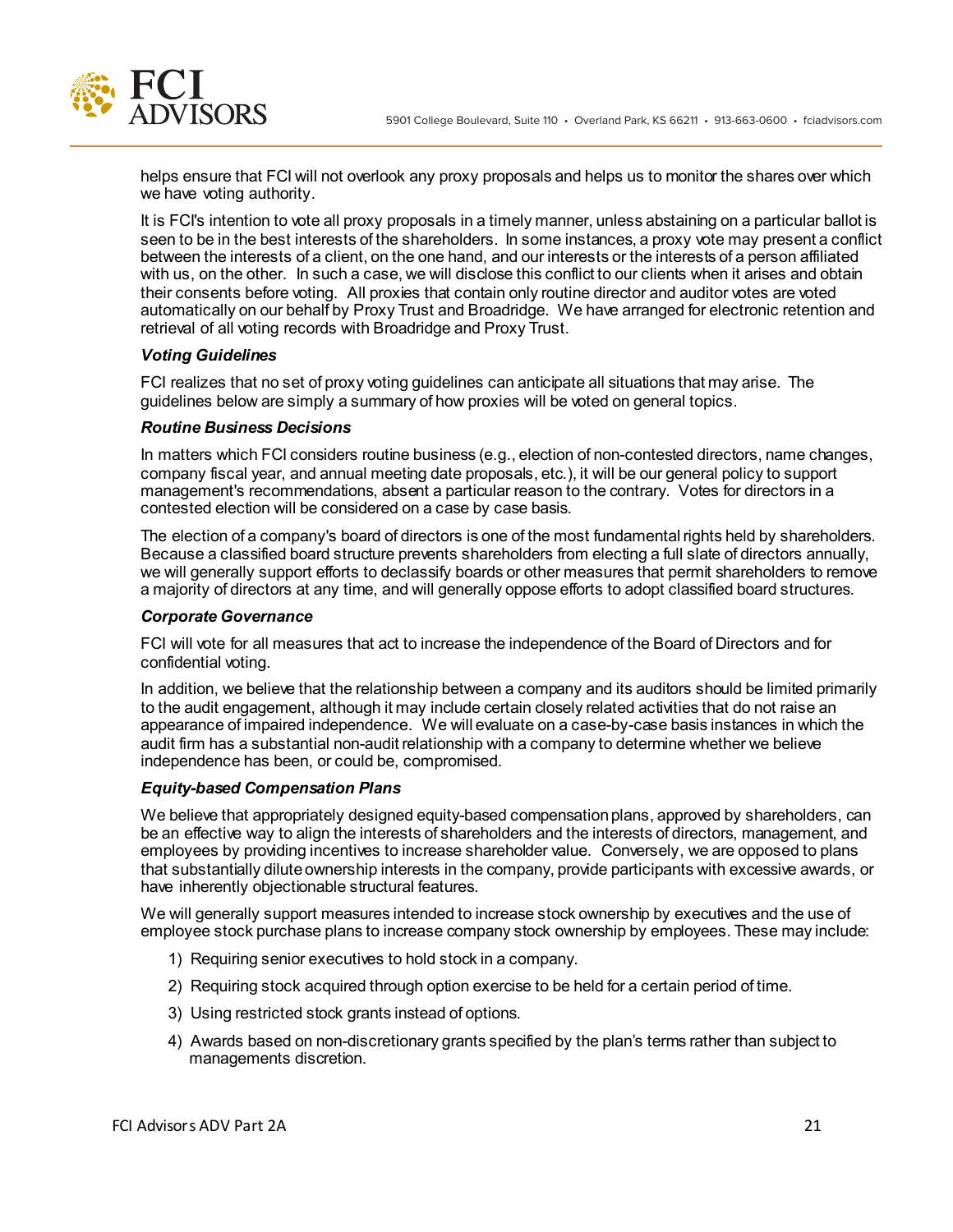helps ensure that FCI will not overlook any proxy proposals and helps us to monitor the shares over which we have voting authority.

It is FCI's intention to vote all proxy proposals in a timely manner, unless abstaining on a particular ballot is seen to be in the best interests of the shareholders. In some instances, a proxy vote may present a conflict between the interests of a client, on the one hand, and our interests or the interests of a person affiliated with us, on the other. In such a case, we will disclose this conflict to our clients when it arises and obtain their consents before voting. All proxies that contain only routine director and auditor votes are voted automatically on our behalf by Proxy Trust and Broadridge. We have arranged for electronic retention and retrieval of all voting records with Broadridge and Proxy Trust.

***Voting Guidelines***

FCI realizes that no set of proxy voting guidelines can anticipate all situations that may arise. The guidelines below are simply a summary of how proxies will be voted on general topics.

***Routine Business Decisions***

In matters which FCI considers routine business (e.g., election of non-contested directors, name changes, company fiscal year, and annual meeting date proposals, etc.), it will be our general policy to support management's recommendations, absent a particular reason to the contrary. Votes for directors in a contested election will be considered on a case by case basis.

The election of a company's board of directors is one of the most fundamental rights held by shareholders. Because a classified board structure prevents shareholders from electing a full slate of directors annually, we will generally support efforts to declassify boards or other measures that permit shareholders to remove a majority of directors at any time, and will generally oppose efforts to adopt classified board structures.

***Corporate Governance***

FCI will vote for all measures that act to increase the independence of the Board of Directors and for confidential voting.

In addition, we believe that the relationship between a company and its auditors should be limited primarily to the audit engagement, although it may include certain closely related activities that do not raise an appearance of impaired independence. We will evaluate on a case-by-case basis instances in which the audit firm has a substantial non-audit relationship with a company to determine whether we believe independence has been, or could be, compromised.

***Equity-based Compensation Plans***

We believe that appropriately designed equity-based compensation plans, approved by shareholders, can be an effective way to align the interests of shareholders and the interests of directors, management, and employees by providing incentives to increase shareholder value. Conversely, we are opposed to plans that substantially dilute ownership interests in the company, provide participants with excessive awards, or have inherently objectionable structural features.

We will generally support measures intended to increase stock ownership by executives and the use of employee stock purchase plans to increase company stock ownership by employees. These may include:

1) Requiring senior executives to hold stock in a company.
2) Requiring stock acquired through option exercise to be held for a certain period of time.
3) Using restricted stock grants instead of options.
4) Awards based on non-discretionary grants specified by the plan's terms rather than subject to managements discretion.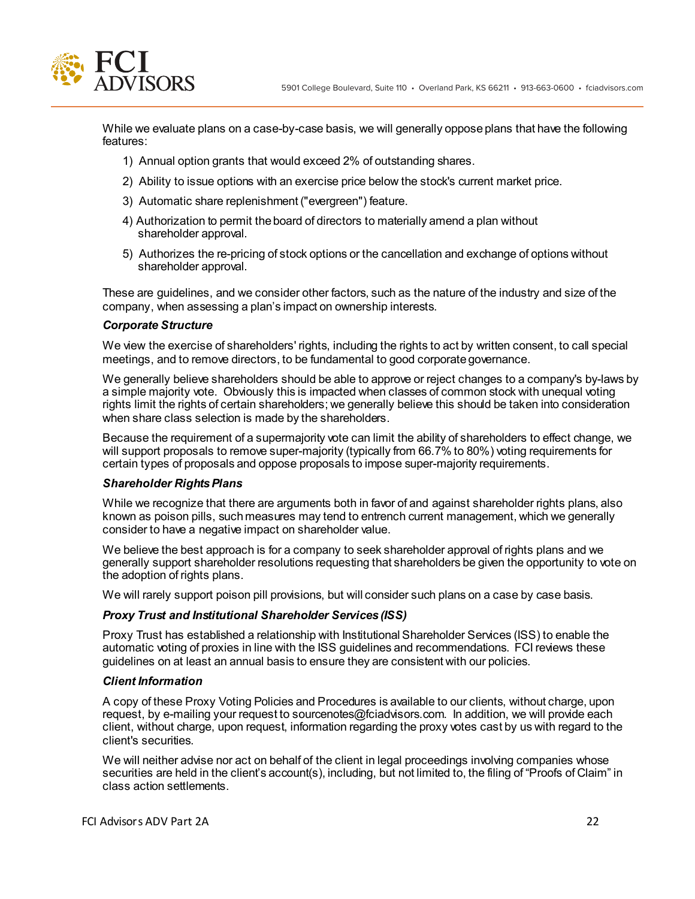While we evaluate plans on a case-by-case basis, we will generally oppose plans that have the following features:

1) Annual option grants that would exceed 2% of outstanding shares.
2) Ability to issue options with an exercise price below the stock's current market price.
3) Automatic share replenishment ("evergreen") feature.
4) Authorization to permit the board of directors to materially amend a plan without shareholder approval.
5) Authorizes the re-pricing of stock options or the cancellation and exchange of options without shareholder approval.

These are guidelines, and we consider other factors, such as the nature of the industry and size of the company, when assessing a plan's impact on ownership interests.

***Corporate Structure***

We view the exercise of shareholders' rights, including the rights to act by written consent, to call special meetings, and to remove directors, to be fundamental to good corporate governance.

We generally believe shareholders should be able to approve or reject changes to a company's by-laws by a simple majority vote. Obviously this is impacted when classes of common stock with unequal voting rights limit the rights of certain shareholders; we generally believe this should be taken into consideration when share class selection is made by the shareholders.

Because the requirement of a supermajority vote can limit the ability of shareholders to effect change, we will support proposals to remove super-majority (typically from 66.7% to 80%) voting requirements for certain types of proposals and oppose proposals to impose super-majority requirements.

***Shareholder Rights Plans***

While we recognize that there are arguments both in favor of and against shareholder rights plans, also known as poison pills, such measures may tend to entrench current management, which we generally consider to have a negative impact on shareholder value.

We believe the best approach is for a company to seek shareholder approval of rights plans and we generally support shareholder resolutions requesting that shareholders be given the opportunity to vote on the adoption of rights plans.

We will rarely support poison pill provisions, but will consider such plans on a case by case basis.

***Proxy Trust and Institutional Shareholder Services (ISS)***

Proxy Trust has established a relationship with Institutional Shareholder Services (ISS) to enable the automatic voting of proxies in line with the ISS guidelines and recommendations. FCI reviews these guidelines on at least an annual basis to ensure they are consistent with our policies.

***Client Information***

A copy of these Proxy Voting Policies and Procedures is available to our clients, without charge, upon request, by e-mailing your request to sourcenotes@fciadvisors.com. In addition, we will provide each client, without charge, upon request, information regarding the proxy votes cast by us with regard to the client's securities.

We will neither advise nor act on behalf of the client in legal proceedings involving companies whose securities are held in the client's account(s), including, but not limited to, the filing of "Proofs of Claim" in class action settlements.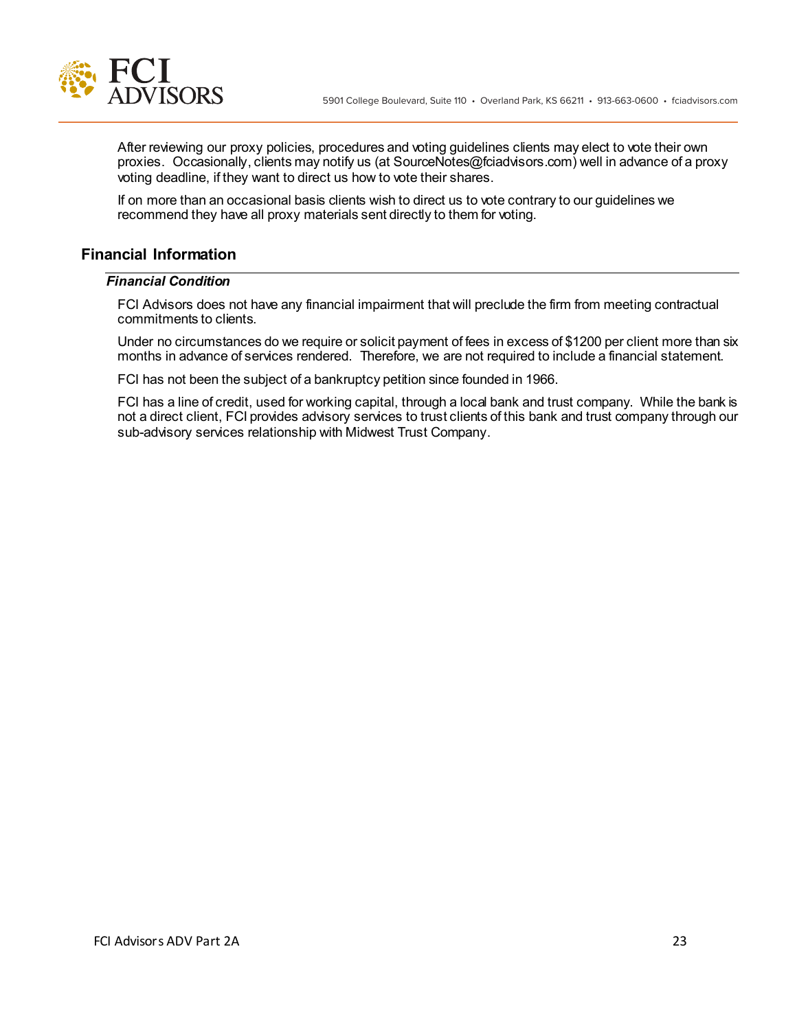After reviewing our proxy policies, procedures and voting guidelines clients may elect to vote their own proxies. Occasionally, clients may notify us (at SourceNotes@fciadvisors.com) well in advance of a proxy voting deadline, if they want to direct us how to vote their shares.

If on more than an occasional basis clients wish to direct us to vote contrary to our guidelines we recommend they have all proxy materials sent directly to them for voting.

## Financial Information

### *Financial Condition*

FCI Advisors does not have any financial impairment that will preclude the firm from meeting contractual commitments to clients.

Under no circumstances do we require or solicit payment of fees in excess of $1200 per client more than six months in advance of services rendered. Therefore, we are not required to include a financial statement.

FCI has not been the subject of a bankruptcy petition since founded in 1966.

FCI has a line of credit, used for working capital, through a local bank and trust company. While the bank is not a direct client, FCI provides advisory services to trust clients of this bank and trust company through our sub-advisory services relationship with Midwest Trust Company.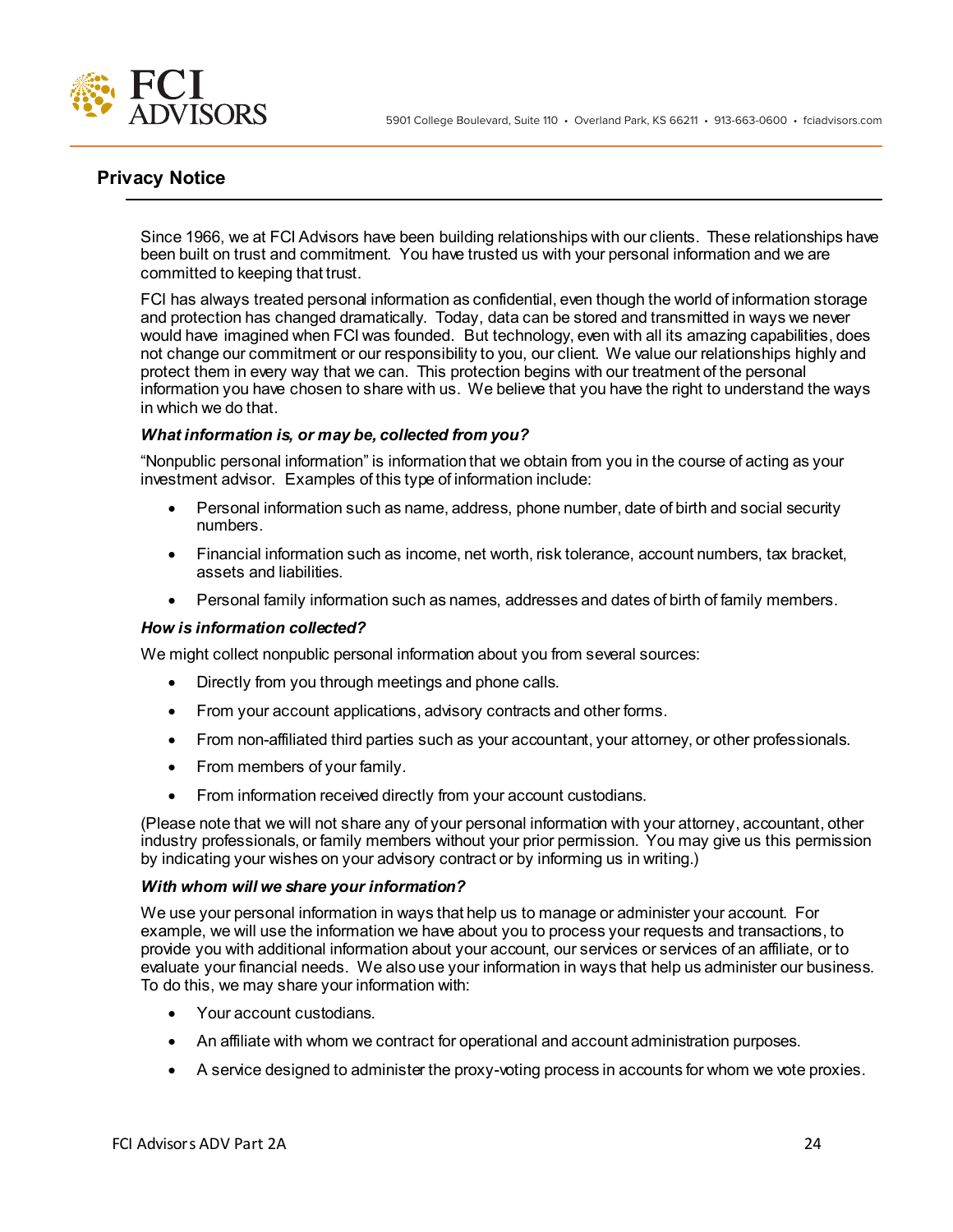## Privacy Notice

Since 1966, we at FCI Advisors have been building relationships with our clients. These relationships have been built on trust and commitment. You have trusted us with your personal information and we are committed to keeping that trust.

FCI has always treated personal information as confidential, even though the world of information storage and protection has changed dramatically. Today, data can be stored and transmitted in ways we never would have imagined when FCI was founded. But technology, even with all its amazing capabilities, does not change our commitment or our responsibility to you, our client. We value our relationships highly and protect them in every way that we can. This protection begins with our treatment of the personal information you have chosen to share with us. We believe that you have the right to understand the ways in which we do that.

***What information is, or may be, collected from you?***

"Nonpublic personal information" is information that we obtain from you in the course of acting as your investment advisor. Examples of this type of information include:

- Personal information such as name, address, phone number, date of birth and social security numbers.
- Financial information such as income, net worth, risk tolerance, account numbers, tax bracket, assets and liabilities.
- Personal family information such as names, addresses and dates of birth of family members.

***How is information collected?***

We might collect nonpublic personal information about you from several sources:

- Directly from you through meetings and phone calls.
- From your account applications, advisory contracts and other forms.
- From non-affiliated third parties such as your accountant, your attorney, or other professionals.
- From members of your family.
- From information received directly from your account custodians.

(Please note that we will not share any of your personal information with your attorney, accountant, other industry professionals, or family members without your prior permission. You may give us this permission by indicating your wishes on your advisory contract or by informing us in writing.)

***With whom will we share your information?***

We use your personal information in ways that help us to manage or administer your account. For example, we will use the information we have about you to process your requests and transactions, to provide you with additional information about your account, our services or services of an affiliate, or to evaluate your financial needs. We also use your information in ways that help us administer our business. To do this, we may share your information with:

- Your account custodians.
- An affiliate with whom we contract for operational and account administration purposes.
- A service designed to administer the proxy-voting process in accounts for whom we vote proxies.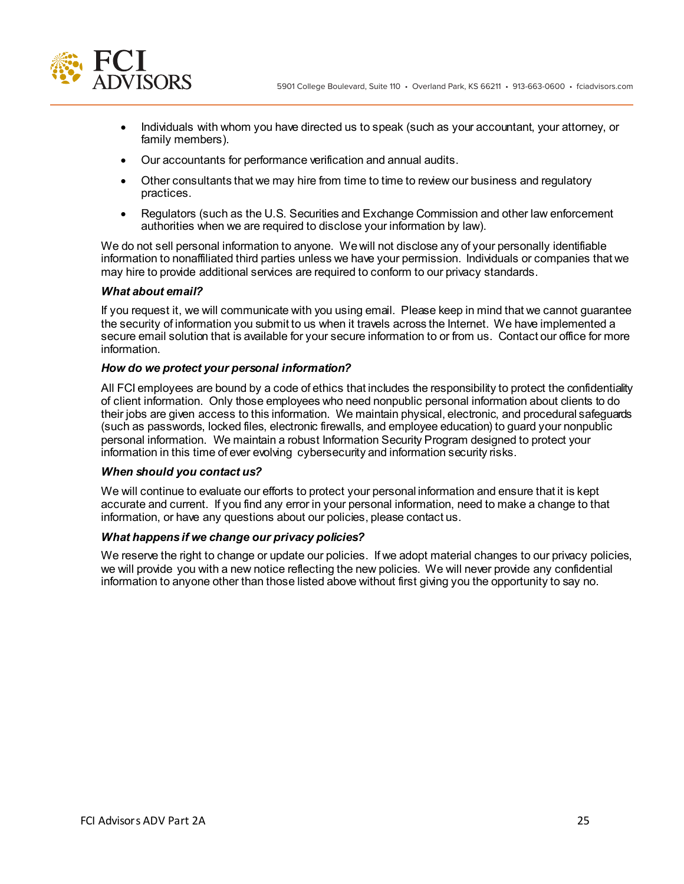- Individuals with whom you have directed us to speak (such as your accountant, your attorney, or family members).
- Our accountants for performance verification and annual audits.
- Other consultants that we may hire from time to time to review our business and regulatory practices.
- Regulators (such as the U.S. Securities and Exchange Commission and other law enforcement authorities when we are required to disclose your information by law).

We do not sell personal information to anyone. We will not disclose any of your personally identifiable information to nonaffiliated third parties unless we have your permission. Individuals or companies that we may hire to provide additional services are required to conform to our privacy standards.

***What about email?***

If you request it, we will communicate with you using email. Please keep in mind that we cannot guarantee the security of information you submit to us when it travels across the Internet. We have implemented a secure email solution that is available for your secure information to or from us. Contact our office for more information.

***How do we protect your personal information?***

All FCI employees are bound by a code of ethics that includes the responsibility to protect the confidentiality of client information. Only those employees who need nonpublic personal information about clients to do their jobs are given access to this information. We maintain physical, electronic, and procedural safeguards (such as passwords, locked files, electronic firewalls, and employee education) to guard your nonpublic personal information. We maintain a robust Information Security Program designed to protect your information in this time of ever evolving cybersecurity and information security risks.

***When should you contact us?***

We will continue to evaluate our efforts to protect your personal information and ensure that it is kept accurate and current. If you find any error in your personal information, need to make a change to that information, or have any questions about our policies, please contact us.

***What happens if we change our privacy policies?***

We reserve the right to change or update our policies. If we adopt material changes to our privacy policies, we will provide you with a new notice reflecting the new policies. We will never provide any confidential information to anyone other than those listed above without first giving you the opportunity to say no.